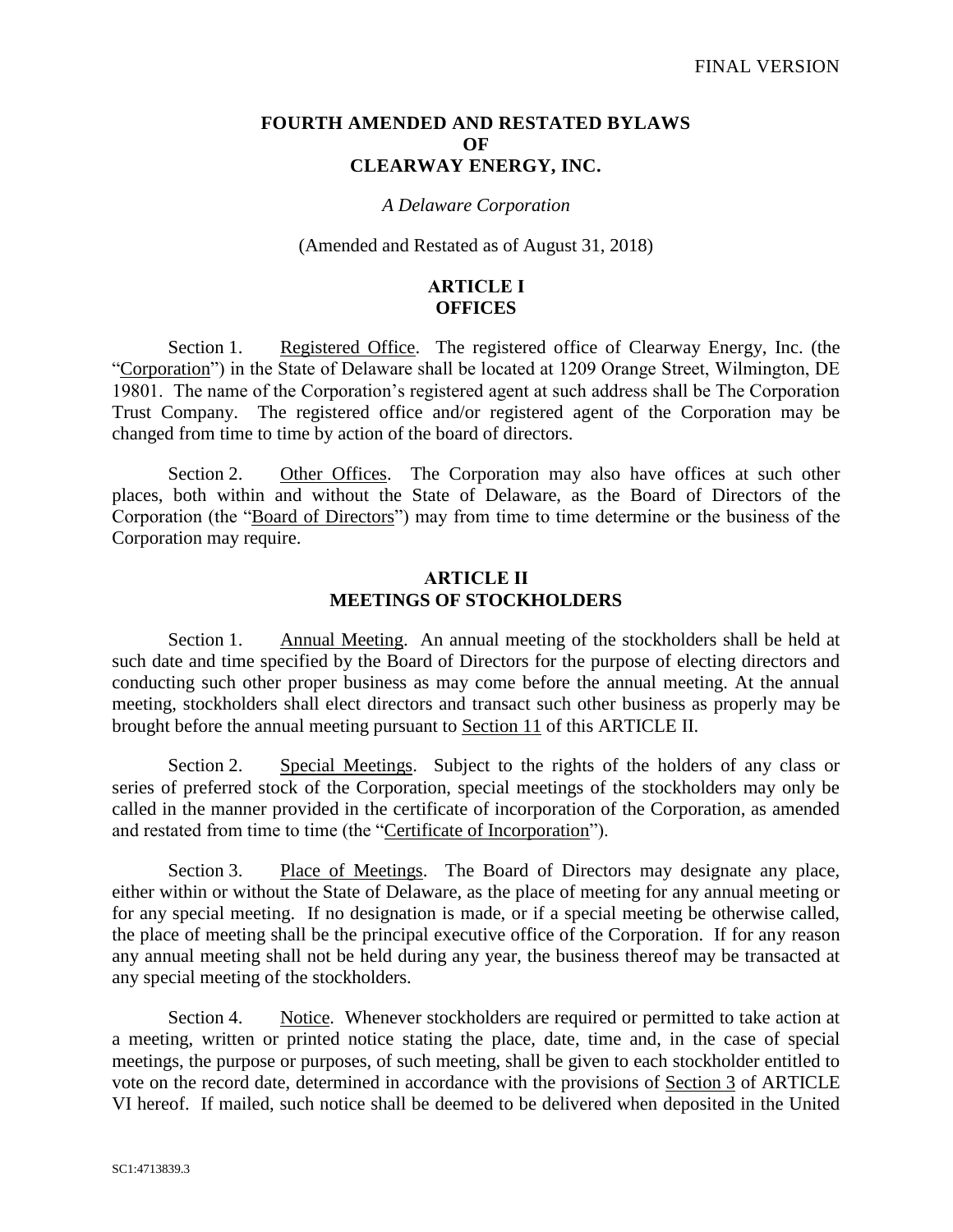FINAL VERSION

# FOURTH AMENDED AND RESTATED BYLAWS OF CLEARWAY ENERGY, INC.

*A Delaware Corporation*

(Amended and Restated as of August 31, 2018)

## ARTICLE I OFFICES

Section 1. Registered Office. The registered office of Clearway Energy, Inc. (the "Corporation") in the State of Delaware shall be located at 1209 Orange Street, Wilmington, DE 19801. The name of the Corporation's registered agent at such address shall be The Corporation Trust Company. The registered office and/or registered agent of the Corporation may be changed from time to time by action of the board of directors.

Section 2. Other Offices. The Corporation may also have offices at such other places, both within and without the State of Delaware, as the Board of Directors of the Corporation (the "Board of Directors") may from time to time determine or the business of the Corporation may require.

## ARTICLE II MEETINGS OF STOCKHOLDERS

Section 1. Annual Meeting. An annual meeting of the stockholders shall be held at such date and time specified by the Board of Directors for the purpose of electing directors and conducting such other proper business as may come before the annual meeting. At the annual meeting, stockholders shall elect directors and transact such other business as properly may be brought before the annual meeting pursuant to Section 11 of this ARTICLE II.

Section 2. Special Meetings. Subject to the rights of the holders of any class or series of preferred stock of the Corporation, special meetings of the stockholders may only be called in the manner provided in the certificate of incorporation of the Corporation, as amended and restated from time to time (the "Certificate of Incorporation").

Section 3. Place of Meetings. The Board of Directors may designate any place, either within or without the State of Delaware, as the place of meeting for any annual meeting or for any special meeting. If no designation is made, or if a special meeting be otherwise called, the place of meeting shall be the principal executive office of the Corporation. If for any reason any annual meeting shall not be held during any year, the business thereof may be transacted at any special meeting of the stockholders.

Section 4. Notice. Whenever stockholders are required or permitted to take action at a meeting, written or printed notice stating the place, date, time and, in the case of special meetings, the purpose or purposes, of such meeting, shall be given to each stockholder entitled to vote on the record date, determined in accordance with the provisions of Section 3 of ARTICLE VI hereof. If mailed, such notice shall be deemed to be delivered when deposited in the United

SC1:4713839.3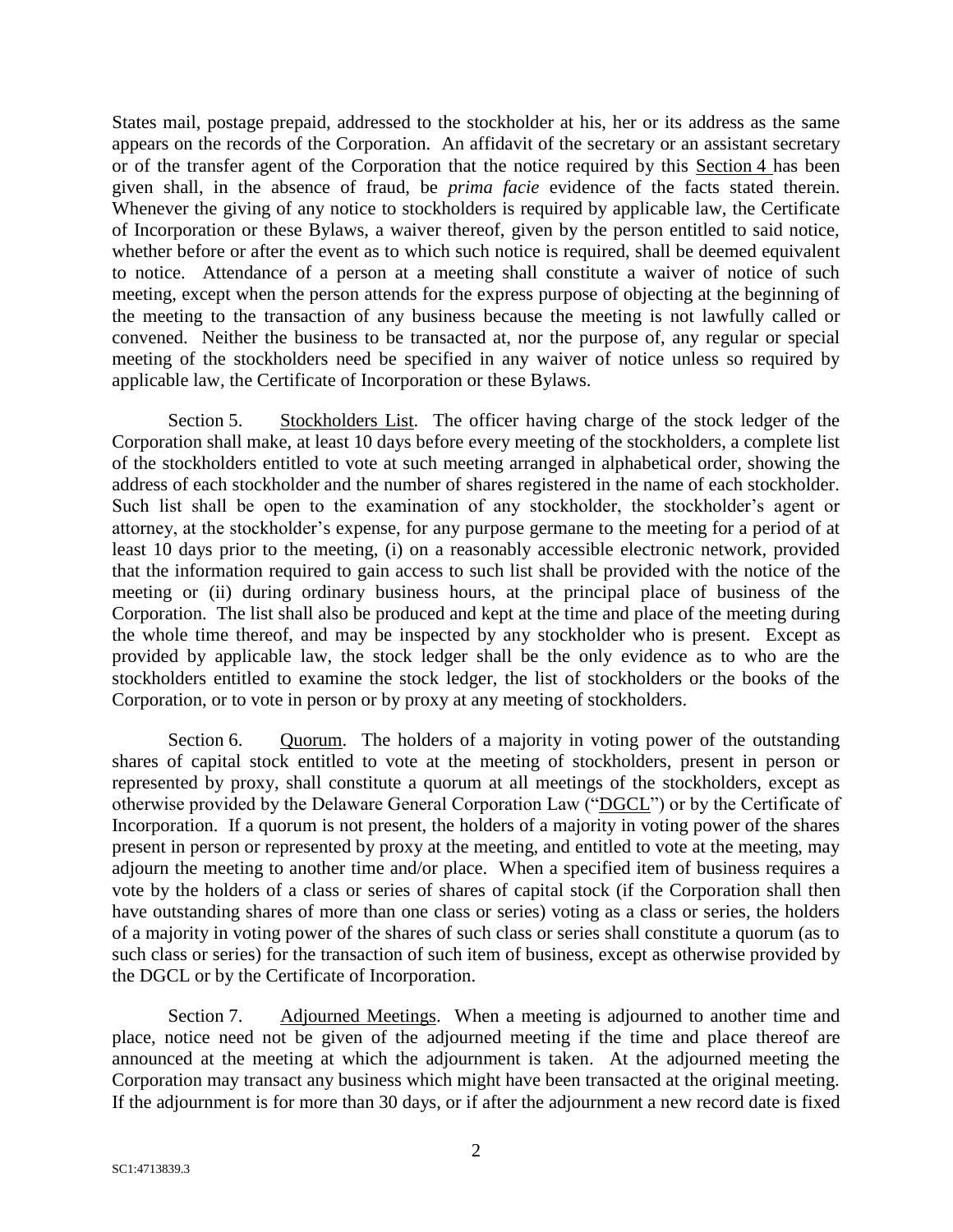States mail, postage prepaid, addressed to the stockholder at his, her or its address as the same appears on the records of the Corporation. An affidavit of the secretary or an assistant secretary or of the transfer agent of the Corporation that the notice required by this Section 4 has been given shall, in the absence of fraud, be *prima facie* evidence of the facts stated therein. Whenever the giving of any notice to stockholders is required by applicable law, the Certificate of Incorporation or these Bylaws, a waiver thereof, given by the person entitled to said notice, whether before or after the event as to which such notice is required, shall be deemed equivalent to notice. Attendance of a person at a meeting shall constitute a waiver of notice of such meeting, except when the person attends for the express purpose of objecting at the beginning of the meeting to the transaction of any business because the meeting is not lawfully called or convened. Neither the business to be transacted at, nor the purpose of, any regular or special meeting of the stockholders need be specified in any waiver of notice unless so required by applicable law, the Certificate of Incorporation or these Bylaws.

Section 5. Stockholders List. The officer having charge of the stock ledger of the Corporation shall make, at least 10 days before every meeting of the stockholders, a complete list of the stockholders entitled to vote at such meeting arranged in alphabetical order, showing the address of each stockholder and the number of shares registered in the name of each stockholder. Such list shall be open to the examination of any stockholder, the stockholder's agent or attorney, at the stockholder's expense, for any purpose germane to the meeting for a period of at least 10 days prior to the meeting, (i) on a reasonably accessible electronic network, provided that the information required to gain access to such list shall be provided with the notice of the meeting or (ii) during ordinary business hours, at the principal place of business of the Corporation. The list shall also be produced and kept at the time and place of the meeting during the whole time thereof, and may be inspected by any stockholder who is present. Except as provided by applicable law, the stock ledger shall be the only evidence as to who are the stockholders entitled to examine the stock ledger, the list of stockholders or the books of the Corporation, or to vote in person or by proxy at any meeting of stockholders.

Section 6. Quorum. The holders of a majority in voting power of the outstanding shares of capital stock entitled to vote at the meeting of stockholders, present in person or represented by proxy, shall constitute a quorum at all meetings of the stockholders, except as otherwise provided by the Delaware General Corporation Law ("DGCL") or by the Certificate of Incorporation. If a quorum is not present, the holders of a majority in voting power of the shares present in person or represented by proxy at the meeting, and entitled to vote at the meeting, may adjourn the meeting to another time and/or place. When a specified item of business requires a vote by the holders of a class or series of shares of capital stock (if the Corporation shall then have outstanding shares of more than one class or series) voting as a class or series, the holders of a majority in voting power of the shares of such class or series shall constitute a quorum (as to such class or series) for the transaction of such item of business, except as otherwise provided by the DGCL or by the Certificate of Incorporation.

Section 7. Adjourned Meetings. When a meeting is adjourned to another time and place, notice need not be given of the adjourned meeting if the time and place thereof are announced at the meeting at which the adjournment is taken. At the adjourned meeting the Corporation may transact any business which might have been transacted at the original meeting. If the adjournment is for more than 30 days, or if after the adjournment a new record date is fixed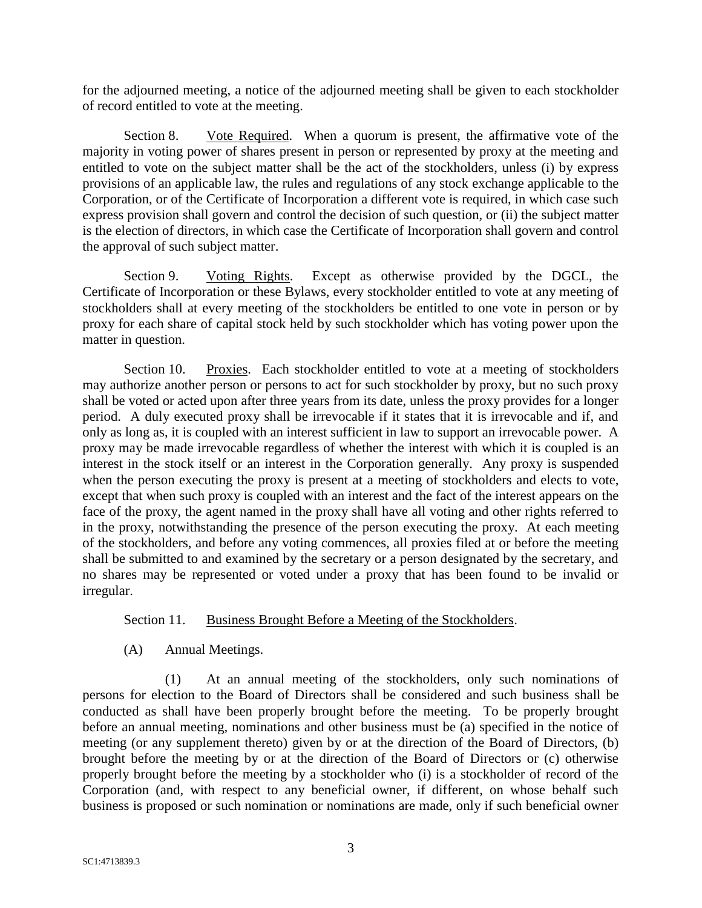for the adjourned meeting, a notice of the adjourned meeting shall be given to each stockholder of record entitled to vote at the meeting.

Section 8. Vote Required. When a quorum is present, the affirmative vote of the majority in voting power of shares present in person or represented by proxy at the meeting and entitled to vote on the subject matter shall be the act of the stockholders, unless (i) by express provisions of an applicable law, the rules and regulations of any stock exchange applicable to the Corporation, or of the Certificate of Incorporation a different vote is required, in which case such express provision shall govern and control the decision of such question, or (ii) the subject matter is the election of directors, in which case the Certificate of Incorporation shall govern and control the approval of such subject matter.

Section 9. Voting Rights. Except as otherwise provided by the DGCL, the Certificate of Incorporation or these Bylaws, every stockholder entitled to vote at any meeting of stockholders shall at every meeting of the stockholders be entitled to one vote in person or by proxy for each share of capital stock held by such stockholder which has voting power upon the matter in question.

Section 10. Proxies. Each stockholder entitled to vote at a meeting of stockholders may authorize another person or persons to act for such stockholder by proxy, but no such proxy shall be voted or acted upon after three years from its date, unless the proxy provides for a longer period. A duly executed proxy shall be irrevocable if it states that it is irrevocable and if, and only as long as, it is coupled with an interest sufficient in law to support an irrevocable power. A proxy may be made irrevocable regardless of whether the interest with which it is coupled is an interest in the stock itself or an interest in the Corporation generally. Any proxy is suspended when the person executing the proxy is present at a meeting of stockholders and elects to vote, except that when such proxy is coupled with an interest and the fact of the interest appears on the face of the proxy, the agent named in the proxy shall have all voting and other rights referred to in the proxy, notwithstanding the presence of the person executing the proxy. At each meeting of the stockholders, and before any voting commences, all proxies filed at or before the meeting shall be submitted to and examined by the secretary or a person designated by the secretary, and no shares may be represented or voted under a proxy that has been found to be invalid or irregular.

Section 11. Business Brought Before a Meeting of the Stockholders.

(A) Annual Meetings.

(1) At an annual meeting of the stockholders, only such nominations of persons for election to the Board of Directors shall be considered and such business shall be conducted as shall have been properly brought before the meeting. To be properly brought before an annual meeting, nominations and other business must be (a) specified in the notice of meeting (or any supplement thereto) given by or at the direction of the Board of Directors, (b) brought before the meeting by or at the direction of the Board of Directors or (c) otherwise properly brought before the meeting by a stockholder who (i) is a stockholder of record of the Corporation (and, with respect to any beneficial owner, if different, on whose behalf such business is proposed or such nomination or nominations are made, only if such beneficial owner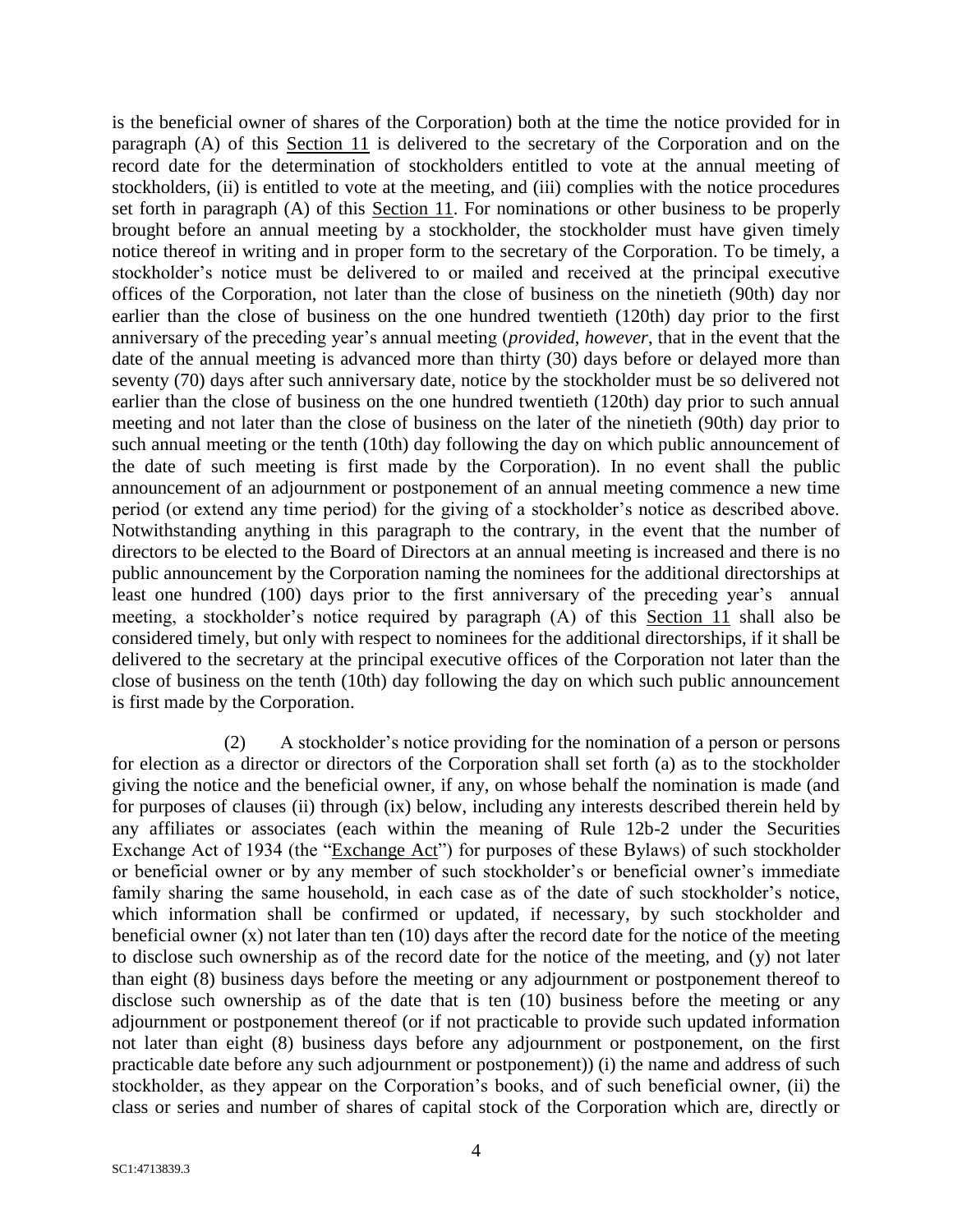is the beneficial owner of shares of the Corporation) both at the time the notice provided for in paragraph (A) of this Section 11 is delivered to the secretary of the Corporation and on the record date for the determination of stockholders entitled to vote at the annual meeting of stockholders, (ii) is entitled to vote at the meeting, and (iii) complies with the notice procedures set forth in paragraph (A) of this Section 11. For nominations or other business to be properly brought before an annual meeting by a stockholder, the stockholder must have given timely notice thereof in writing and in proper form to the secretary of the Corporation. To be timely, a stockholder's notice must be delivered to or mailed and received at the principal executive offices of the Corporation, not later than the close of business on the ninetieth (90th) day nor earlier than the close of business on the one hundred twentieth (120th) day prior to the first anniversary of the preceding year's annual meeting (*provided*, *however*, that in the event that the date of the annual meeting is advanced more than thirty (30) days before or delayed more than seventy (70) days after such anniversary date, notice by the stockholder must be so delivered not earlier than the close of business on the one hundred twentieth (120th) day prior to such annual meeting and not later than the close of business on the later of the ninetieth (90th) day prior to such annual meeting or the tenth (10th) day following the day on which public announcement of the date of such meeting is first made by the Corporation). In no event shall the public announcement of an adjournment or postponement of an annual meeting commence a new time period (or extend any time period) for the giving of a stockholder's notice as described above. Notwithstanding anything in this paragraph to the contrary, in the event that the number of directors to be elected to the Board of Directors at an annual meeting is increased and there is no public announcement by the Corporation naming the nominees for the additional directorships at least one hundred (100) days prior to the first anniversary of the preceding year's annual meeting, a stockholder's notice required by paragraph (A) of this Section 11 shall also be considered timely, but only with respect to nominees for the additional directorships, if it shall be delivered to the secretary at the principal executive offices of the Corporation not later than the close of business on the tenth (10th) day following the day on which such public announcement is first made by the Corporation.

(2) A stockholder's notice providing for the nomination of a person or persons for election as a director or directors of the Corporation shall set forth (a) as to the stockholder giving the notice and the beneficial owner, if any, on whose behalf the nomination is made (and for purposes of clauses (ii) through (ix) below, including any interests described therein held by any affiliates or associates (each within the meaning of Rule 12b-2 under the Securities Exchange Act of 1934 (the "Exchange Act") for purposes of these Bylaws) of such stockholder or beneficial owner or by any member of such stockholder's or beneficial owner's immediate family sharing the same household, in each case as of the date of such stockholder's notice, which information shall be confirmed or updated, if necessary, by such stockholder and beneficial owner (x) not later than ten (10) days after the record date for the notice of the meeting to disclose such ownership as of the record date for the notice of the meeting, and (y) not later than eight (8) business days before the meeting or any adjournment or postponement thereof to disclose such ownership as of the date that is ten (10) business before the meeting or any adjournment or postponement thereof (or if not practicable to provide such updated information not later than eight (8) business days before any adjournment or postponement, on the first practicable date before any such adjournment or postponement)) (i) the name and address of such stockholder, as they appear on the Corporation's books, and of such beneficial owner, (ii) the class or series and number of shares of capital stock of the Corporation which are, directly or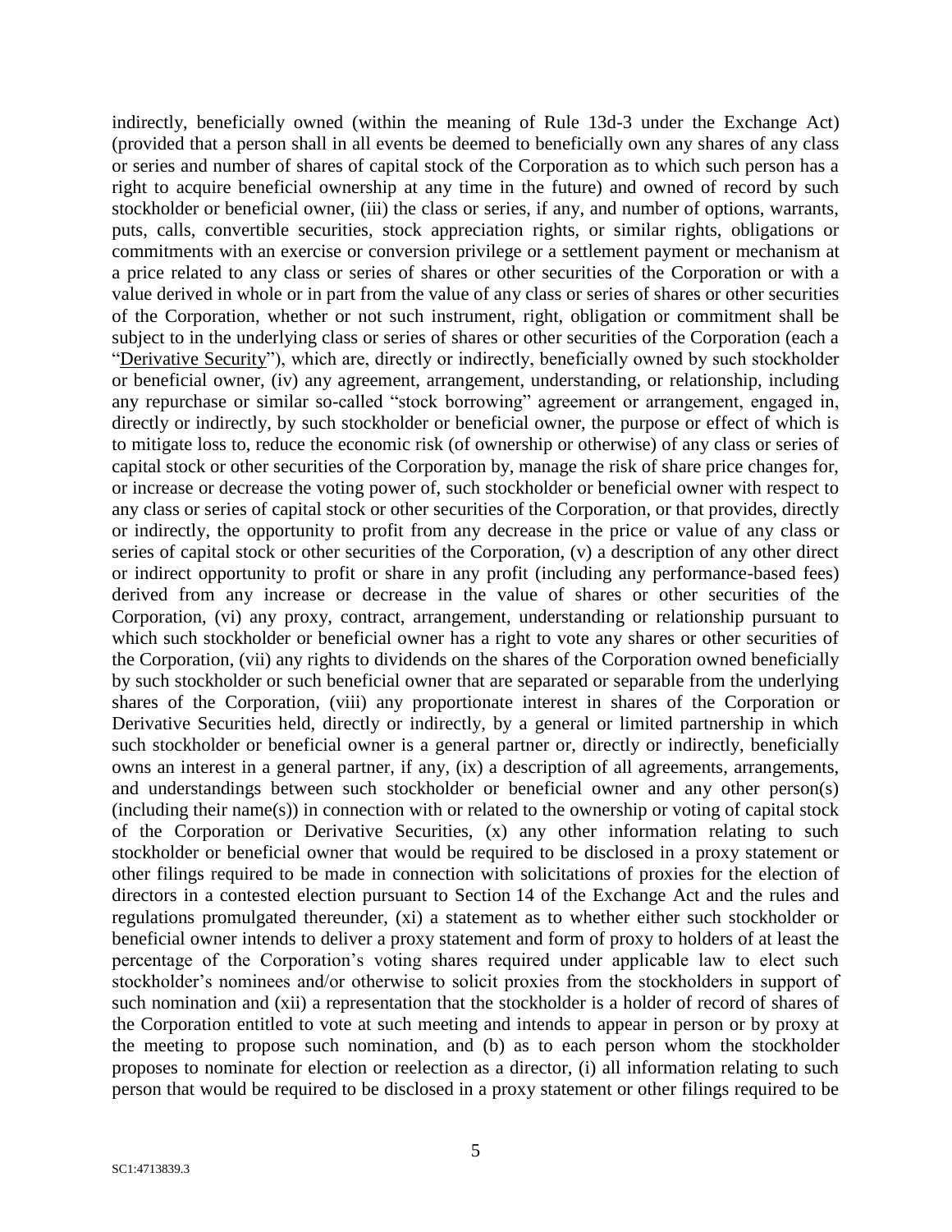indirectly, beneficially owned (within the meaning of Rule 13d-3 under the Exchange Act) (provided that a person shall in all events be deemed to beneficially own any shares of any class or series and number of shares of capital stock of the Corporation as to which such person has a right to acquire beneficial ownership at any time in the future) and owned of record by such stockholder or beneficial owner, (iii) the class or series, if any, and number of options, warrants, puts, calls, convertible securities, stock appreciation rights, or similar rights, obligations or commitments with an exercise or conversion privilege or a settlement payment or mechanism at a price related to any class or series of shares or other securities of the Corporation or with a value derived in whole or in part from the value of any class or series of shares or other securities of the Corporation, whether or not such instrument, right, obligation or commitment shall be subject to in the underlying class or series of shares or other securities of the Corporation (each a "Derivative Security"), which are, directly or indirectly, beneficially owned by such stockholder or beneficial owner, (iv) any agreement, arrangement, understanding, or relationship, including any repurchase or similar so-called "stock borrowing" agreement or arrangement, engaged in, directly or indirectly, by such stockholder or beneficial owner, the purpose or effect of which is to mitigate loss to, reduce the economic risk (of ownership or otherwise) of any class or series of capital stock or other securities of the Corporation by, manage the risk of share price changes for, or increase or decrease the voting power of, such stockholder or beneficial owner with respect to any class or series of capital stock or other securities of the Corporation, or that provides, directly or indirectly, the opportunity to profit from any decrease in the price or value of any class or series of capital stock or other securities of the Corporation, (v) a description of any other direct or indirect opportunity to profit or share in any profit (including any performance-based fees) derived from any increase or decrease in the value of shares or other securities of the Corporation, (vi) any proxy, contract, arrangement, understanding or relationship pursuant to which such stockholder or beneficial owner has a right to vote any shares or other securities of the Corporation, (vii) any rights to dividends on the shares of the Corporation owned beneficially by such stockholder or such beneficial owner that are separated or separable from the underlying shares of the Corporation, (viii) any proportionate interest in shares of the Corporation or Derivative Securities held, directly or indirectly, by a general or limited partnership in which such stockholder or beneficial owner is a general partner or, directly or indirectly, beneficially owns an interest in a general partner, if any, (ix) a description of all agreements, arrangements, and understandings between such stockholder or beneficial owner and any other person(s) (including their name(s)) in connection with or related to the ownership or voting of capital stock of the Corporation or Derivative Securities, (x) any other information relating to such stockholder or beneficial owner that would be required to be disclosed in a proxy statement or other filings required to be made in connection with solicitations of proxies for the election of directors in a contested election pursuant to Section 14 of the Exchange Act and the rules and regulations promulgated thereunder, (xi) a statement as to whether either such stockholder or beneficial owner intends to deliver a proxy statement and form of proxy to holders of at least the percentage of the Corporation's voting shares required under applicable law to elect such stockholder's nominees and/or otherwise to solicit proxies from the stockholders in support of such nomination and (xii) a representation that the stockholder is a holder of record of shares of the Corporation entitled to vote at such meeting and intends to appear in person or by proxy at the meeting to propose such nomination, and (b) as to each person whom the stockholder proposes to nominate for election or reelection as a director, (i) all information relating to such person that would be required to be disclosed in a proxy statement or other filings required to be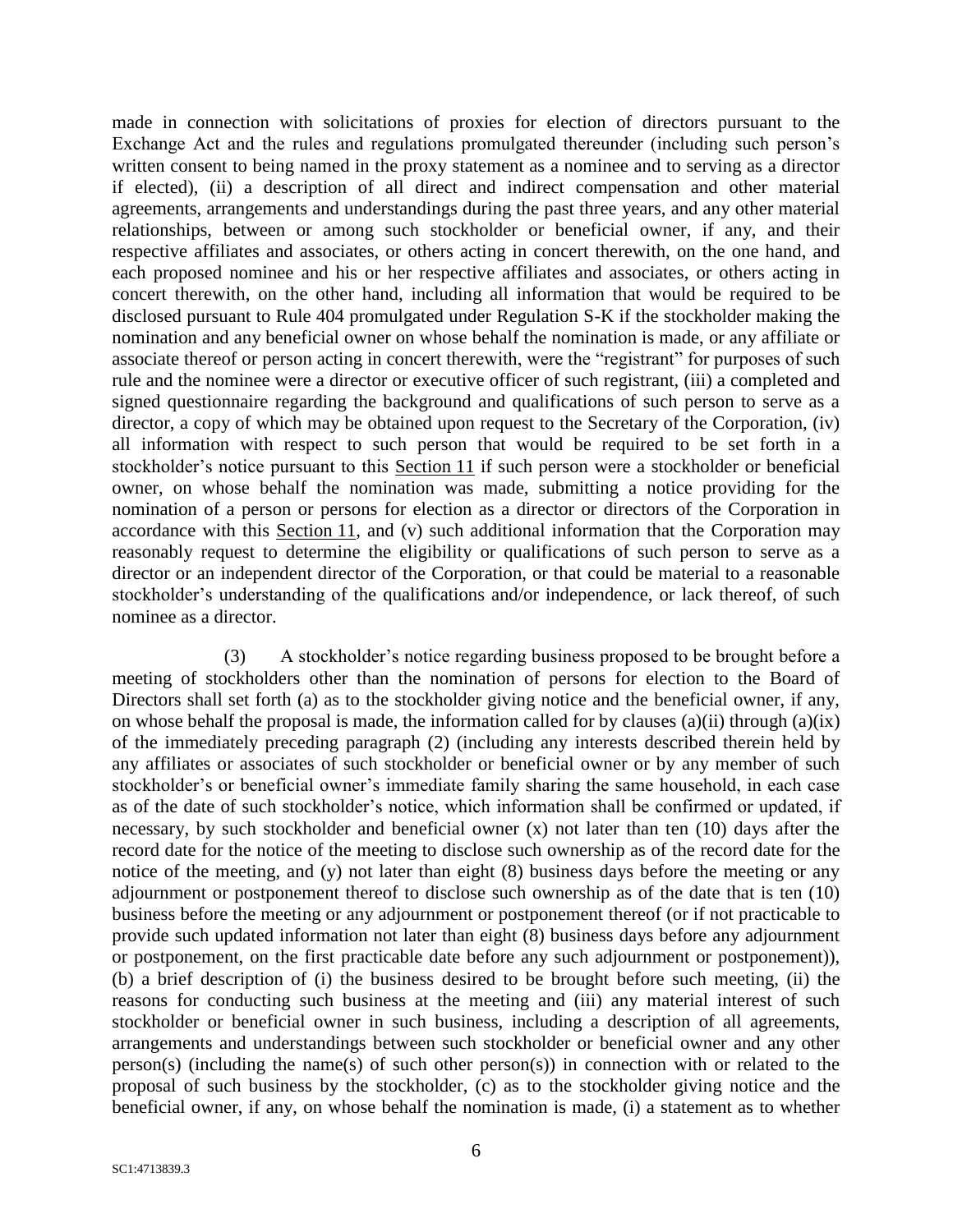made in connection with solicitations of proxies for election of directors pursuant to the Exchange Act and the rules and regulations promulgated thereunder (including such person's written consent to being named in the proxy statement as a nominee and to serving as a director if elected), (ii) a description of all direct and indirect compensation and other material agreements, arrangements and understandings during the past three years, and any other material relationships, between or among such stockholder or beneficial owner, if any, and their respective affiliates and associates, or others acting in concert therewith, on the one hand, and each proposed nominee and his or her respective affiliates and associates, or others acting in concert therewith, on the other hand, including all information that would be required to be disclosed pursuant to Rule 404 promulgated under Regulation S-K if the stockholder making the nomination and any beneficial owner on whose behalf the nomination is made, or any affiliate or associate thereof or person acting in concert therewith, were the "registrant" for purposes of such rule and the nominee were a director or executive officer of such registrant, (iii) a completed and signed questionnaire regarding the background and qualifications of such person to serve as a director, a copy of which may be obtained upon request to the Secretary of the Corporation, (iv) all information with respect to such person that would be required to be set forth in a stockholder's notice pursuant to this Section 11 if such person were a stockholder or beneficial owner, on whose behalf the nomination was made, submitting a notice providing for the nomination of a person or persons for election as a director or directors of the Corporation in accordance with this Section 11, and (v) such additional information that the Corporation may reasonably request to determine the eligibility or qualifications of such person to serve as a director or an independent director of the Corporation, or that could be material to a reasonable stockholder's understanding of the qualifications and/or independence, or lack thereof, of such nominee as a director.

(3) A stockholder's notice regarding business proposed to be brought before a meeting of stockholders other than the nomination of persons for election to the Board of Directors shall set forth (a) as to the stockholder giving notice and the beneficial owner, if any, on whose behalf the proposal is made, the information called for by clauses (a)(ii) through (a)(ix) of the immediately preceding paragraph (2) (including any interests described therein held by any affiliates or associates of such stockholder or beneficial owner or by any member of such stockholder's or beneficial owner's immediate family sharing the same household, in each case as of the date of such stockholder's notice, which information shall be confirmed or updated, if necessary, by such stockholder and beneficial owner (x) not later than ten (10) days after the record date for the notice of the meeting to disclose such ownership as of the record date for the notice of the meeting, and (y) not later than eight (8) business days before the meeting or any adjournment or postponement thereof to disclose such ownership as of the date that is ten (10) business before the meeting or any adjournment or postponement thereof (or if not practicable to provide such updated information not later than eight (8) business days before any adjournment or postponement, on the first practicable date before any such adjournment or postponement)), (b) a brief description of (i) the business desired to be brought before such meeting, (ii) the reasons for conducting such business at the meeting and (iii) any material interest of such stockholder or beneficial owner in such business, including a description of all agreements, arrangements and understandings between such stockholder or beneficial owner and any other person(s) (including the name(s) of such other person(s)) in connection with or related to the proposal of such business by the stockholder, (c) as to the stockholder giving notice and the beneficial owner, if any, on whose behalf the nomination is made, (i) a statement as to whether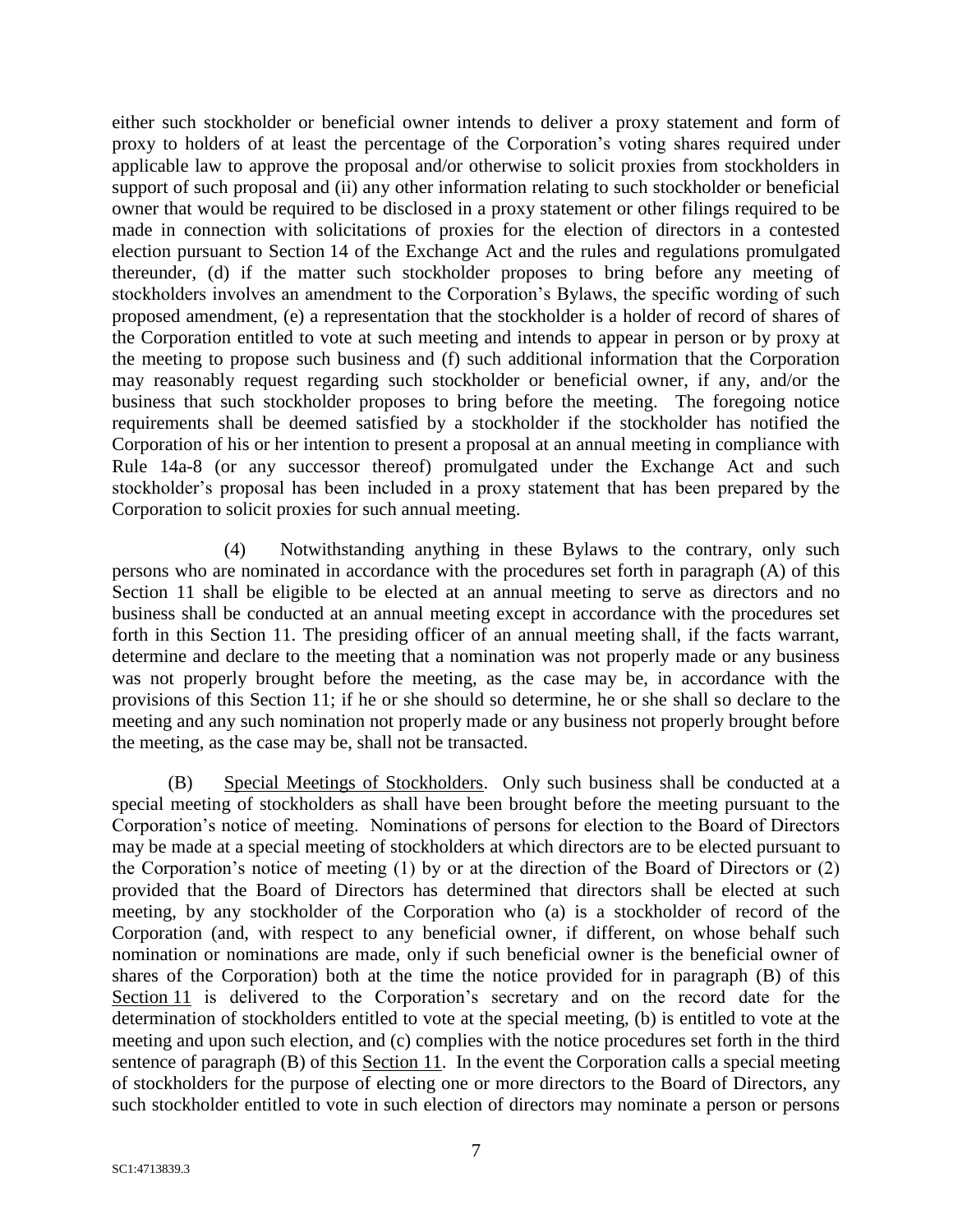either such stockholder or beneficial owner intends to deliver a proxy statement and form of proxy to holders of at least the percentage of the Corporation's voting shares required under applicable law to approve the proposal and/or otherwise to solicit proxies from stockholders in support of such proposal and (ii) any other information relating to such stockholder or beneficial owner that would be required to be disclosed in a proxy statement or other filings required to be made in connection with solicitations of proxies for the election of directors in a contested election pursuant to Section 14 of the Exchange Act and the rules and regulations promulgated thereunder, (d) if the matter such stockholder proposes to bring before any meeting of stockholders involves an amendment to the Corporation's Bylaws, the specific wording of such proposed amendment, (e) a representation that the stockholder is a holder of record of shares of the Corporation entitled to vote at such meeting and intends to appear in person or by proxy at the meeting to propose such business and (f) such additional information that the Corporation may reasonably request regarding such stockholder or beneficial owner, if any, and/or the business that such stockholder proposes to bring before the meeting. The foregoing notice requirements shall be deemed satisfied by a stockholder if the stockholder has notified the Corporation of his or her intention to present a proposal at an annual meeting in compliance with Rule 14a-8 (or any successor thereof) promulgated under the Exchange Act and such stockholder's proposal has been included in a proxy statement that has been prepared by the Corporation to solicit proxies for such annual meeting.

(4) Notwithstanding anything in these Bylaws to the contrary, only such persons who are nominated in accordance with the procedures set forth in paragraph (A) of this Section 11 shall be eligible to be elected at an annual meeting to serve as directors and no business shall be conducted at an annual meeting except in accordance with the procedures set forth in this Section 11. The presiding officer of an annual meeting shall, if the facts warrant, determine and declare to the meeting that a nomination was not properly made or any business was not properly brought before the meeting, as the case may be, in accordance with the provisions of this Section 11; if he or she should so determine, he or she shall so declare to the meeting and any such nomination not properly made or any business not properly brought before the meeting, as the case may be, shall not be transacted.

(B) Special Meetings of Stockholders. Only such business shall be conducted at a special meeting of stockholders as shall have been brought before the meeting pursuant to the Corporation's notice of meeting. Nominations of persons for election to the Board of Directors may be made at a special meeting of stockholders at which directors are to be elected pursuant to the Corporation's notice of meeting (1) by or at the direction of the Board of Directors or (2) provided that the Board of Directors has determined that directors shall be elected at such meeting, by any stockholder of the Corporation who (a) is a stockholder of record of the Corporation (and, with respect to any beneficial owner, if different, on whose behalf such nomination or nominations are made, only if such beneficial owner is the beneficial owner of shares of the Corporation) both at the time the notice provided for in paragraph (B) of this Section 11 is delivered to the Corporation's secretary and on the record date for the determination of stockholders entitled to vote at the special meeting, (b) is entitled to vote at the meeting and upon such election, and (c) complies with the notice procedures set forth in the third sentence of paragraph (B) of this Section 11. In the event the Corporation calls a special meeting of stockholders for the purpose of electing one or more directors to the Board of Directors, any such stockholder entitled to vote in such election of directors may nominate a person or persons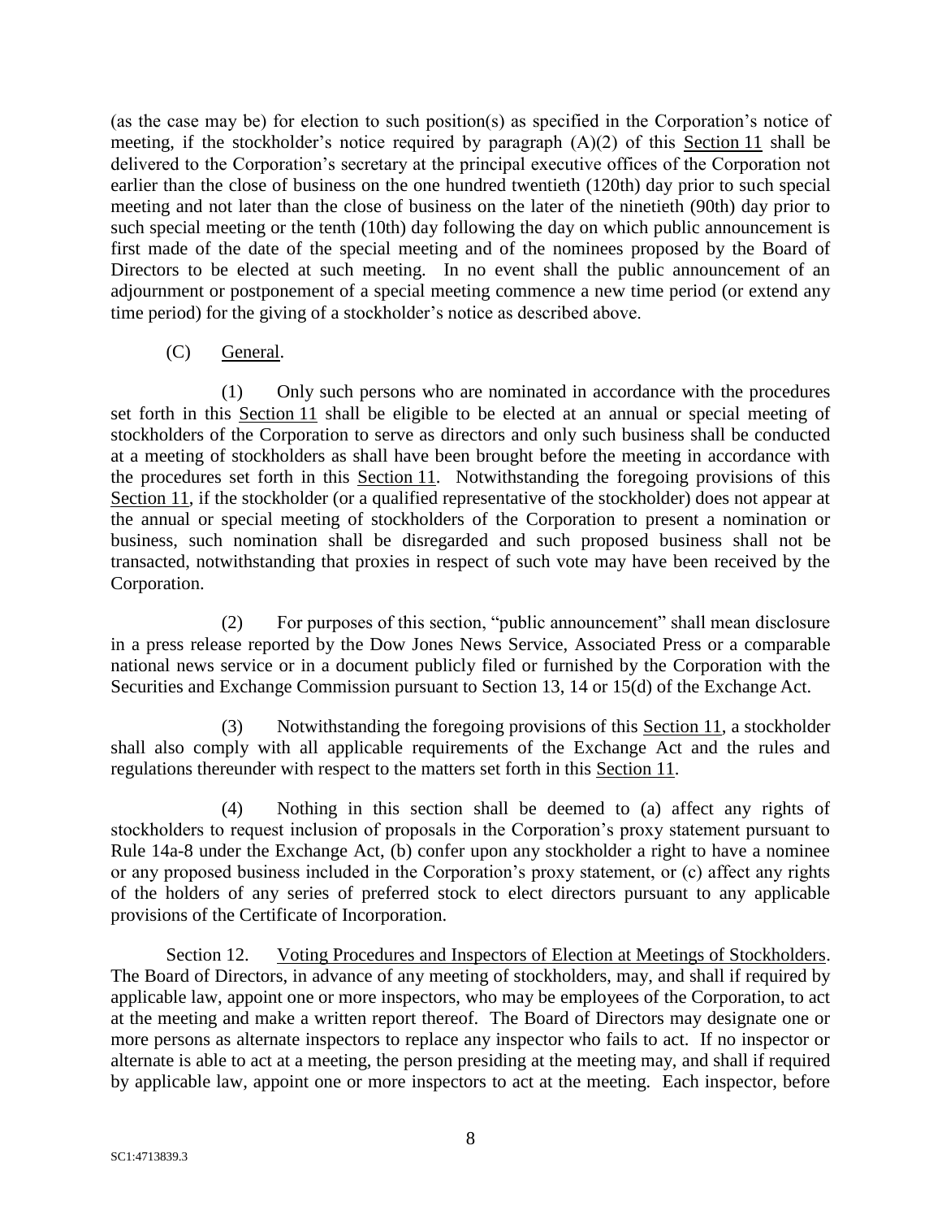(as the case may be) for election to such position(s) as specified in the Corporation's notice of meeting, if the stockholder's notice required by paragraph (A)(2) of this Section 11 shall be delivered to the Corporation's secretary at the principal executive offices of the Corporation not earlier than the close of business on the one hundred twentieth (120th) day prior to such special meeting and not later than the close of business on the later of the ninetieth (90th) day prior to such special meeting or the tenth (10th) day following the day on which public announcement is first made of the date of the special meeting and of the nominees proposed by the Board of Directors to be elected at such meeting. In no event shall the public announcement of an adjournment or postponement of a special meeting commence a new time period (or extend any time period) for the giving of a stockholder's notice as described above.

(C) General.

(1) Only such persons who are nominated in accordance with the procedures set forth in this Section 11 shall be eligible to be elected at an annual or special meeting of stockholders of the Corporation to serve as directors and only such business shall be conducted at a meeting of stockholders as shall have been brought before the meeting in accordance with the procedures set forth in this Section 11. Notwithstanding the foregoing provisions of this Section 11, if the stockholder (or a qualified representative of the stockholder) does not appear at the annual or special meeting of stockholders of the Corporation to present a nomination or business, such nomination shall be disregarded and such proposed business shall not be transacted, notwithstanding that proxies in respect of such vote may have been received by the Corporation.

(2) For purposes of this section, "public announcement" shall mean disclosure in a press release reported by the Dow Jones News Service, Associated Press or a comparable national news service or in a document publicly filed or furnished by the Corporation with the Securities and Exchange Commission pursuant to Section 13, 14 or 15(d) of the Exchange Act.

(3) Notwithstanding the foregoing provisions of this Section 11, a stockholder shall also comply with all applicable requirements of the Exchange Act and the rules and regulations thereunder with respect to the matters set forth in this Section 11.

(4) Nothing in this section shall be deemed to (a) affect any rights of stockholders to request inclusion of proposals in the Corporation's proxy statement pursuant to Rule 14a-8 under the Exchange Act, (b) confer upon any stockholder a right to have a nominee or any proposed business included in the Corporation's proxy statement, or (c) affect any rights of the holders of any series of preferred stock to elect directors pursuant to any applicable provisions of the Certificate of Incorporation.

Section 12. Voting Procedures and Inspectors of Election at Meetings of Stockholders. The Board of Directors, in advance of any meeting of stockholders, may, and shall if required by applicable law, appoint one or more inspectors, who may be employees of the Corporation, to act at the meeting and make a written report thereof. The Board of Directors may designate one or more persons as alternate inspectors to replace any inspector who fails to act. If no inspector or alternate is able to act at a meeting, the person presiding at the meeting may, and shall if required by applicable law, appoint one or more inspectors to act at the meeting. Each inspector, before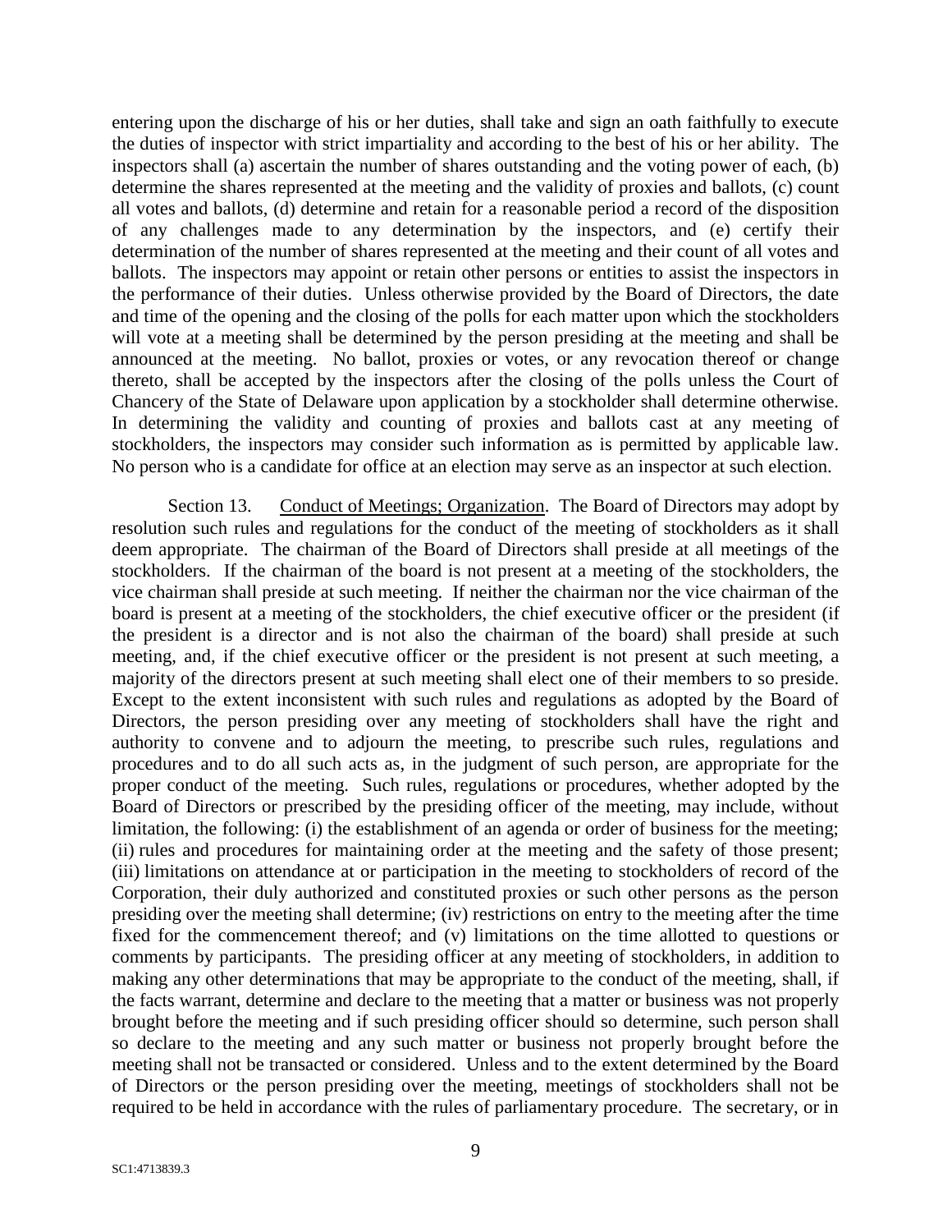entering upon the discharge of his or her duties, shall take and sign an oath faithfully to execute the duties of inspector with strict impartiality and according to the best of his or her ability. The inspectors shall (a) ascertain the number of shares outstanding and the voting power of each, (b) determine the shares represented at the meeting and the validity of proxies and ballots, (c) count all votes and ballots, (d) determine and retain for a reasonable period a record of the disposition of any challenges made to any determination by the inspectors, and (e) certify their determination of the number of shares represented at the meeting and their count of all votes and ballots. The inspectors may appoint or retain other persons or entities to assist the inspectors in the performance of their duties. Unless otherwise provided by the Board of Directors, the date and time of the opening and the closing of the polls for each matter upon which the stockholders will vote at a meeting shall be determined by the person presiding at the meeting and shall be announced at the meeting. No ballot, proxies or votes, or any revocation thereof or change thereto, shall be accepted by the inspectors after the closing of the polls unless the Court of Chancery of the State of Delaware upon application by a stockholder shall determine otherwise. In determining the validity and counting of proxies and ballots cast at any meeting of stockholders, the inspectors may consider such information as is permitted by applicable law. No person who is a candidate for office at an election may serve as an inspector at such election.

Section 13. Conduct of Meetings; Organization. The Board of Directors may adopt by resolution such rules and regulations for the conduct of the meeting of stockholders as it shall deem appropriate. The chairman of the Board of Directors shall preside at all meetings of the stockholders. If the chairman of the board is not present at a meeting of the stockholders, the vice chairman shall preside at such meeting. If neither the chairman nor the vice chairman of the board is present at a meeting of the stockholders, the chief executive officer or the president (if the president is a director and is not also the chairman of the board) shall preside at such meeting, and, if the chief executive officer or the president is not present at such meeting, a majority of the directors present at such meeting shall elect one of their members to so preside. Except to the extent inconsistent with such rules and regulations as adopted by the Board of Directors, the person presiding over any meeting of stockholders shall have the right and authority to convene and to adjourn the meeting, to prescribe such rules, regulations and procedures and to do all such acts as, in the judgment of such person, are appropriate for the proper conduct of the meeting. Such rules, regulations or procedures, whether adopted by the Board of Directors or prescribed by the presiding officer of the meeting, may include, without limitation, the following: (i) the establishment of an agenda or order of business for the meeting; (ii) rules and procedures for maintaining order at the meeting and the safety of those present; (iii) limitations on attendance at or participation in the meeting to stockholders of record of the Corporation, their duly authorized and constituted proxies or such other persons as the person presiding over the meeting shall determine; (iv) restrictions on entry to the meeting after the time fixed for the commencement thereof; and (v) limitations on the time allotted to questions or comments by participants. The presiding officer at any meeting of stockholders, in addition to making any other determinations that may be appropriate to the conduct of the meeting, shall, if the facts warrant, determine and declare to the meeting that a matter or business was not properly brought before the meeting and if such presiding officer should so determine, such person shall so declare to the meeting and any such matter or business not properly brought before the meeting shall not be transacted or considered. Unless and to the extent determined by the Board of Directors or the person presiding over the meeting, meetings of stockholders shall not be required to be held in accordance with the rules of parliamentary procedure. The secretary, or in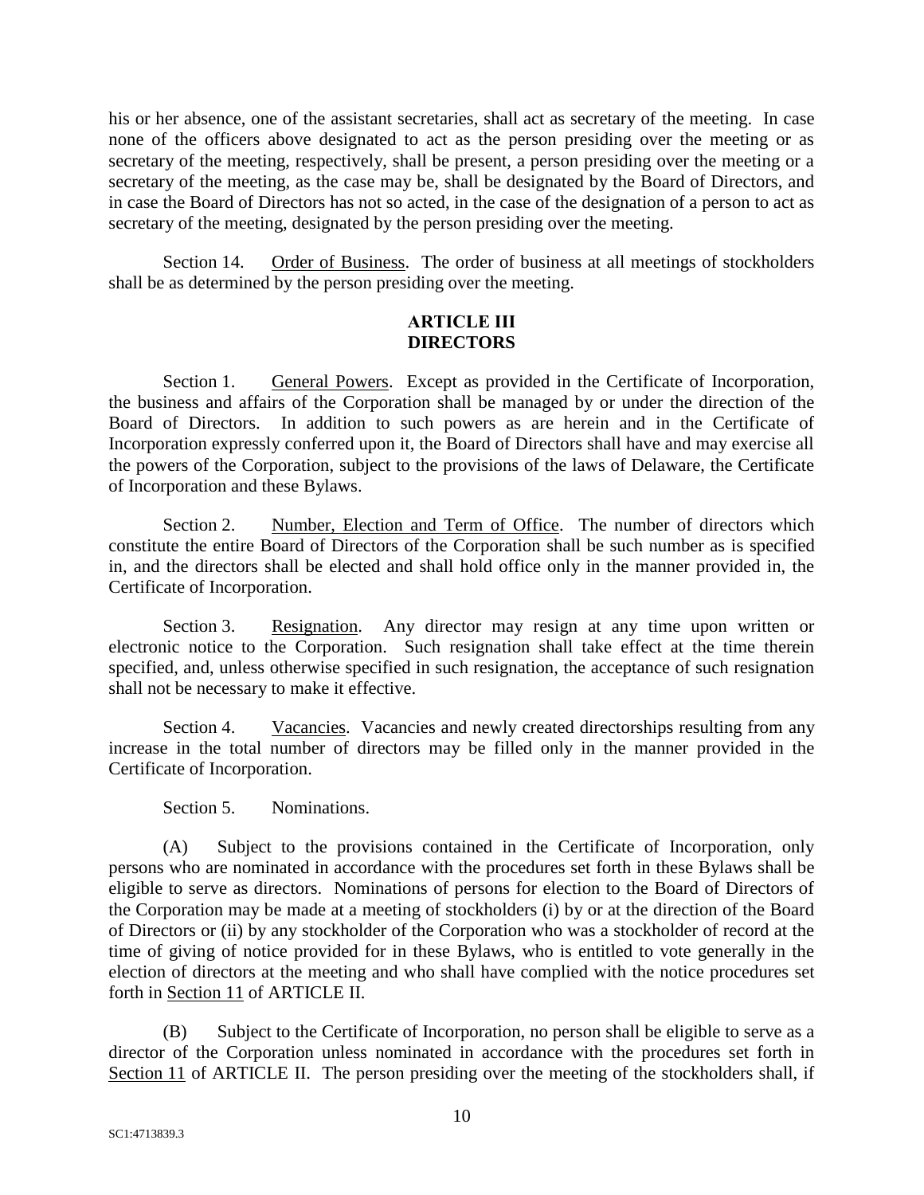his or her absence, one of the assistant secretaries, shall act as secretary of the meeting. In case none of the officers above designated to act as the person presiding over the meeting or as secretary of the meeting, respectively, shall be present, a person presiding over the meeting or a secretary of the meeting, as the case may be, shall be designated by the Board of Directors, and in case the Board of Directors has not so acted, in the case of the designation of a person to act as secretary of the meeting, designated by the person presiding over the meeting.

Section 14. Order of Business. The order of business at all meetings of stockholders shall be as determined by the person presiding over the meeting.

## ARTICLE III
## DIRECTORS

Section 1. General Powers. Except as provided in the Certificate of Incorporation, the business and affairs of the Corporation shall be managed by or under the direction of the Board of Directors. In addition to such powers as are herein and in the Certificate of Incorporation expressly conferred upon it, the Board of Directors shall have and may exercise all the powers of the Corporation, subject to the provisions of the laws of Delaware, the Certificate of Incorporation and these Bylaws.

Section 2. Number, Election and Term of Office. The number of directors which constitute the entire Board of Directors of the Corporation shall be such number as is specified in, and the directors shall be elected and shall hold office only in the manner provided in, the Certificate of Incorporation.

Section 3. Resignation. Any director may resign at any time upon written or electronic notice to the Corporation. Such resignation shall take effect at the time therein specified, and, unless otherwise specified in such resignation, the acceptance of such resignation shall not be necessary to make it effective.

Section 4. Vacancies. Vacancies and newly created directorships resulting from any increase in the total number of directors may be filled only in the manner provided in the Certificate of Incorporation.

Section 5. Nominations.

(A) Subject to the provisions contained in the Certificate of Incorporation, only persons who are nominated in accordance with the procedures set forth in these Bylaws shall be eligible to serve as directors. Nominations of persons for election to the Board of Directors of the Corporation may be made at a meeting of stockholders (i) by or at the direction of the Board of Directors or (ii) by any stockholder of the Corporation who was a stockholder of record at the time of giving of notice provided for in these Bylaws, who is entitled to vote generally in the election of directors at the meeting and who shall have complied with the notice procedures set forth in Section 11 of ARTICLE II.

(B) Subject to the Certificate of Incorporation, no person shall be eligible to serve as a director of the Corporation unless nominated in accordance with the procedures set forth in Section 11 of ARTICLE II. The person presiding over the meeting of the stockholders shall, if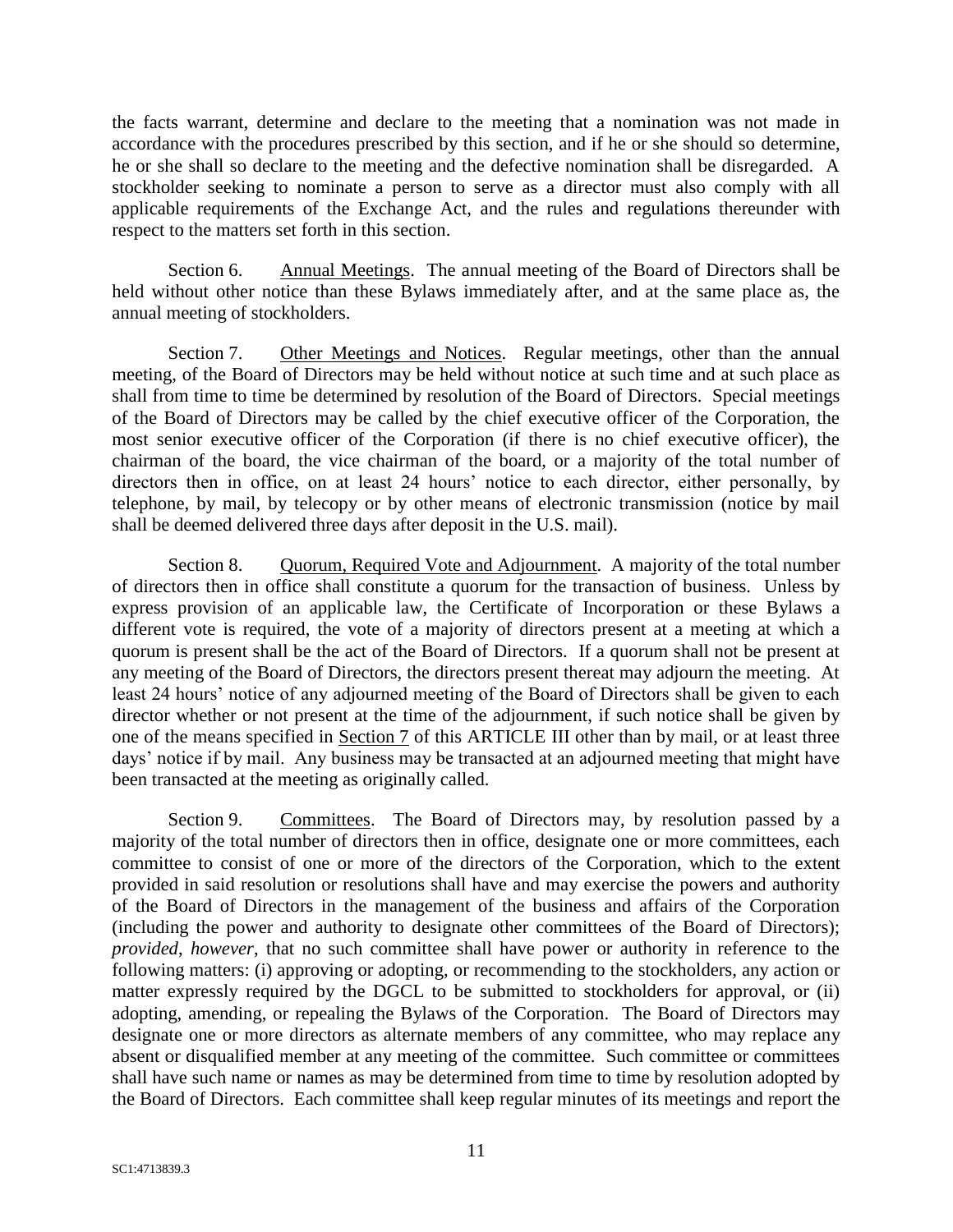the facts warrant, determine and declare to the meeting that a nomination was not made in accordance with the procedures prescribed by this section, and if he or she should so determine, he or she shall so declare to the meeting and the defective nomination shall be disregarded. A stockholder seeking to nominate a person to serve as a director must also comply with all applicable requirements of the Exchange Act, and the rules and regulations thereunder with respect to the matters set forth in this section.

Section 6. Annual Meetings. The annual meeting of the Board of Directors shall be held without other notice than these Bylaws immediately after, and at the same place as, the annual meeting of stockholders.

Section 7. Other Meetings and Notices. Regular meetings, other than the annual meeting, of the Board of Directors may be held without notice at such time and at such place as shall from time to time be determined by resolution of the Board of Directors. Special meetings of the Board of Directors may be called by the chief executive officer of the Corporation, the most senior executive officer of the Corporation (if there is no chief executive officer), the chairman of the board, the vice chairman of the board, or a majority of the total number of directors then in office, on at least 24 hours' notice to each director, either personally, by telephone, by mail, by telecopy or by other means of electronic transmission (notice by mail shall be deemed delivered three days after deposit in the U.S. mail).

Section 8. Quorum, Required Vote and Adjournment. A majority of the total number of directors then in office shall constitute a quorum for the transaction of business. Unless by express provision of an applicable law, the Certificate of Incorporation or these Bylaws a different vote is required, the vote of a majority of directors present at a meeting at which a quorum is present shall be the act of the Board of Directors. If a quorum shall not be present at any meeting of the Board of Directors, the directors present thereat may adjourn the meeting. At least 24 hours' notice of any adjourned meeting of the Board of Directors shall be given to each director whether or not present at the time of the adjournment, if such notice shall be given by one of the means specified in Section 7 of this ARTICLE III other than by mail, or at least three days' notice if by mail. Any business may be transacted at an adjourned meeting that might have been transacted at the meeting as originally called.

Section 9. Committees. The Board of Directors may, by resolution passed by a majority of the total number of directors then in office, designate one or more committees, each committee to consist of one or more of the directors of the Corporation, which to the extent provided in said resolution or resolutions shall have and may exercise the powers and authority of the Board of Directors in the management of the business and affairs of the Corporation (including the power and authority to designate other committees of the Board of Directors); *provided*, *however*, that no such committee shall have power or authority in reference to the following matters: (i) approving or adopting, or recommending to the stockholders, any action or matter expressly required by the DGCL to be submitted to stockholders for approval, or (ii) adopting, amending, or repealing the Bylaws of the Corporation. The Board of Directors may designate one or more directors as alternate members of any committee, who may replace any absent or disqualified member at any meeting of the committee. Such committee or committees shall have such name or names as may be determined from time to time by resolution adopted by the Board of Directors. Each committee shall keep regular minutes of its meetings and report the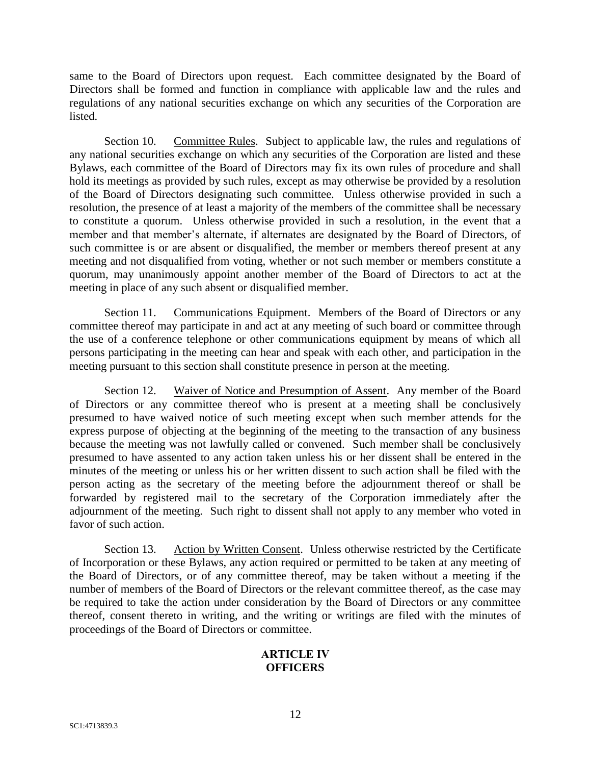same to the Board of Directors upon request. Each committee designated by the Board of Directors shall be formed and function in compliance with applicable law and the rules and regulations of any national securities exchange on which any securities of the Corporation are listed.

Section 10. Committee Rules. Subject to applicable law, the rules and regulations of any national securities exchange on which any securities of the Corporation are listed and these Bylaws, each committee of the Board of Directors may fix its own rules of procedure and shall hold its meetings as provided by such rules, except as may otherwise be provided by a resolution of the Board of Directors designating such committee. Unless otherwise provided in such a resolution, the presence of at least a majority of the members of the committee shall be necessary to constitute a quorum. Unless otherwise provided in such a resolution, in the event that a member and that member's alternate, if alternates are designated by the Board of Directors, of such committee is or are absent or disqualified, the member or members thereof present at any meeting and not disqualified from voting, whether or not such member or members constitute a quorum, may unanimously appoint another member of the Board of Directors to act at the meeting in place of any such absent or disqualified member.

Section 11. Communications Equipment. Members of the Board of Directors or any committee thereof may participate in and act at any meeting of such board or committee through the use of a conference telephone or other communications equipment by means of which all persons participating in the meeting can hear and speak with each other, and participation in the meeting pursuant to this section shall constitute presence in person at the meeting.

Section 12. Waiver of Notice and Presumption of Assent. Any member of the Board of Directors or any committee thereof who is present at a meeting shall be conclusively presumed to have waived notice of such meeting except when such member attends for the express purpose of objecting at the beginning of the meeting to the transaction of any business because the meeting was not lawfully called or convened. Such member shall be conclusively presumed to have assented to any action taken unless his or her dissent shall be entered in the minutes of the meeting or unless his or her written dissent to such action shall be filed with the person acting as the secretary of the meeting before the adjournment thereof or shall be forwarded by registered mail to the secretary of the Corporation immediately after the adjournment of the meeting. Such right to dissent shall not apply to any member who voted in favor of such action.

Section 13. Action by Written Consent. Unless otherwise restricted by the Certificate of Incorporation or these Bylaws, any action required or permitted to be taken at any meeting of the Board of Directors, or of any committee thereof, may be taken without a meeting if the number of members of the Board of Directors or the relevant committee thereof, as the case may be required to take the action under consideration by the Board of Directors or any committee thereof, consent thereto in writing, and the writing or writings are filed with the minutes of proceedings of the Board of Directors or committee.

## ARTICLE IV
## OFFICERS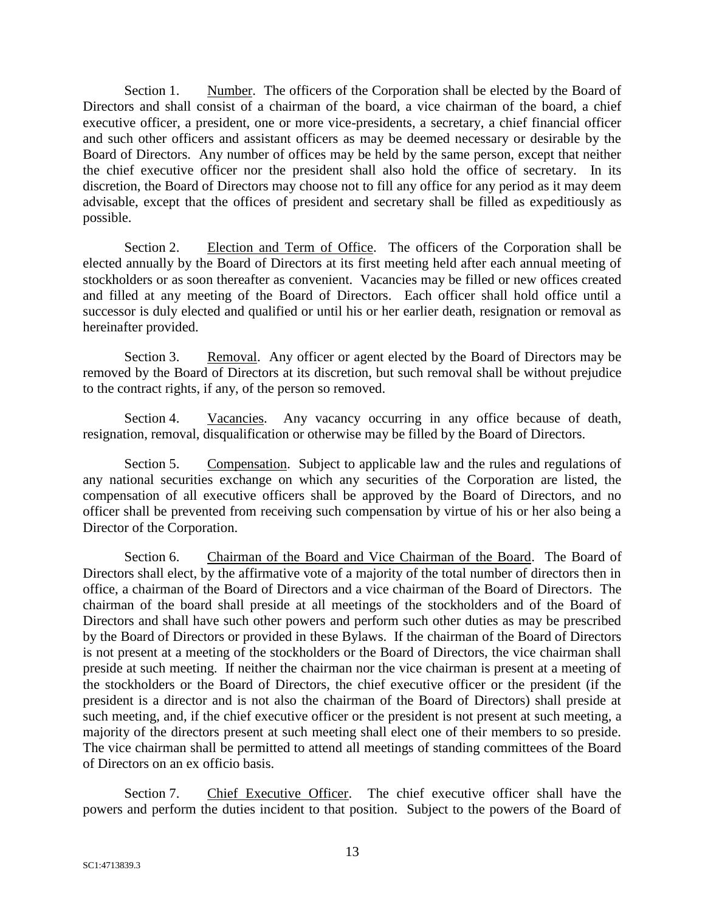Section 1. Number. The officers of the Corporation shall be elected by the Board of Directors and shall consist of a chairman of the board, a vice chairman of the board, a chief executive officer, a president, one or more vice-presidents, a secretary, a chief financial officer and such other officers and assistant officers as may be deemed necessary or desirable by the Board of Directors. Any number of offices may be held by the same person, except that neither the chief executive officer nor the president shall also hold the office of secretary. In its discretion, the Board of Directors may choose not to fill any office for any period as it may deem advisable, except that the offices of president and secretary shall be filled as expeditiously as possible.

Section 2. Election and Term of Office. The officers of the Corporation shall be elected annually by the Board of Directors at its first meeting held after each annual meeting of stockholders or as soon thereafter as convenient. Vacancies may be filled or new offices created and filled at any meeting of the Board of Directors. Each officer shall hold office until a successor is duly elected and qualified or until his or her earlier death, resignation or removal as hereinafter provided.

Section 3. Removal. Any officer or agent elected by the Board of Directors may be removed by the Board of Directors at its discretion, but such removal shall be without prejudice to the contract rights, if any, of the person so removed.

Section 4. Vacancies. Any vacancy occurring in any office because of death, resignation, removal, disqualification or otherwise may be filled by the Board of Directors.

Section 5. Compensation. Subject to applicable law and the rules and regulations of any national securities exchange on which any securities of the Corporation are listed, the compensation of all executive officers shall be approved by the Board of Directors, and no officer shall be prevented from receiving such compensation by virtue of his or her also being a Director of the Corporation.

Section 6. Chairman of the Board and Vice Chairman of the Board. The Board of Directors shall elect, by the affirmative vote of a majority of the total number of directors then in office, a chairman of the Board of Directors and a vice chairman of the Board of Directors. The chairman of the board shall preside at all meetings of the stockholders and of the Board of Directors and shall have such other powers and perform such other duties as may be prescribed by the Board of Directors or provided in these Bylaws. If the chairman of the Board of Directors is not present at a meeting of the stockholders or the Board of Directors, the vice chairman shall preside at such meeting. If neither the chairman nor the vice chairman is present at a meeting of the stockholders or the Board of Directors, the chief executive officer or the president (if the president is a director and is not also the chairman of the Board of Directors) shall preside at such meeting, and, if the chief executive officer or the president is not present at such meeting, a majority of the directors present at such meeting shall elect one of their members to so preside. The vice chairman shall be permitted to attend all meetings of standing committees of the Board of Directors on an ex officio basis.

Section 7. Chief Executive Officer. The chief executive officer shall have the powers and perform the duties incident to that position. Subject to the powers of the Board of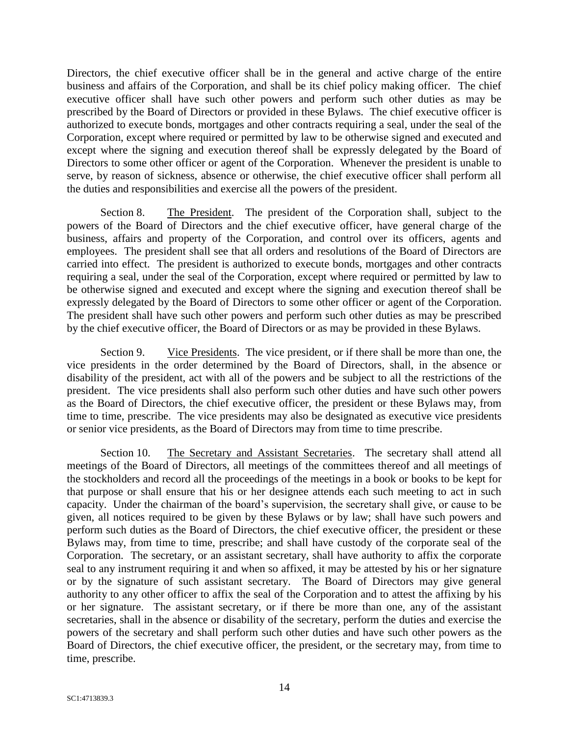Directors, the chief executive officer shall be in the general and active charge of the entire business and affairs of the Corporation, and shall be its chief policy making officer. The chief executive officer shall have such other powers and perform such other duties as may be prescribed by the Board of Directors or provided in these Bylaws. The chief executive officer is authorized to execute bonds, mortgages and other contracts requiring a seal, under the seal of the Corporation, except where required or permitted by law to be otherwise signed and executed and except where the signing and execution thereof shall be expressly delegated by the Board of Directors to some other officer or agent of the Corporation. Whenever the president is unable to serve, by reason of sickness, absence or otherwise, the chief executive officer shall perform all the duties and responsibilities and exercise all the powers of the president.

Section 8. The President. The president of the Corporation shall, subject to the powers of the Board of Directors and the chief executive officer, have general charge of the business, affairs and property of the Corporation, and control over its officers, agents and employees. The president shall see that all orders and resolutions of the Board of Directors are carried into effect. The president is authorized to execute bonds, mortgages and other contracts requiring a seal, under the seal of the Corporation, except where required or permitted by law to be otherwise signed and executed and except where the signing and execution thereof shall be expressly delegated by the Board of Directors to some other officer or agent of the Corporation. The president shall have such other powers and perform such other duties as may be prescribed by the chief executive officer, the Board of Directors or as may be provided in these Bylaws.

Section 9. Vice Presidents. The vice president, or if there shall be more than one, the vice presidents in the order determined by the Board of Directors, shall, in the absence or disability of the president, act with all of the powers and be subject to all the restrictions of the president. The vice presidents shall also perform such other duties and have such other powers as the Board of Directors, the chief executive officer, the president or these Bylaws may, from time to time, prescribe. The vice presidents may also be designated as executive vice presidents or senior vice presidents, as the Board of Directors may from time to time prescribe.

Section 10. The Secretary and Assistant Secretaries. The secretary shall attend all meetings of the Board of Directors, all meetings of the committees thereof and all meetings of the stockholders and record all the proceedings of the meetings in a book or books to be kept for that purpose or shall ensure that his or her designee attends each such meeting to act in such capacity. Under the chairman of the board's supervision, the secretary shall give, or cause to be given, all notices required to be given by these Bylaws or by law; shall have such powers and perform such duties as the Board of Directors, the chief executive officer, the president or these Bylaws may, from time to time, prescribe; and shall have custody of the corporate seal of the Corporation. The secretary, or an assistant secretary, shall have authority to affix the corporate seal to any instrument requiring it and when so affixed, it may be attested by his or her signature or by the signature of such assistant secretary. The Board of Directors may give general authority to any other officer to affix the seal of the Corporation and to attest the affixing by his or her signature. The assistant secretary, or if there be more than one, any of the assistant secretaries, shall in the absence or disability of the secretary, perform the duties and exercise the powers of the secretary and shall perform such other duties and have such other powers as the Board of Directors, the chief executive officer, the president, or the secretary may, from time to time, prescribe.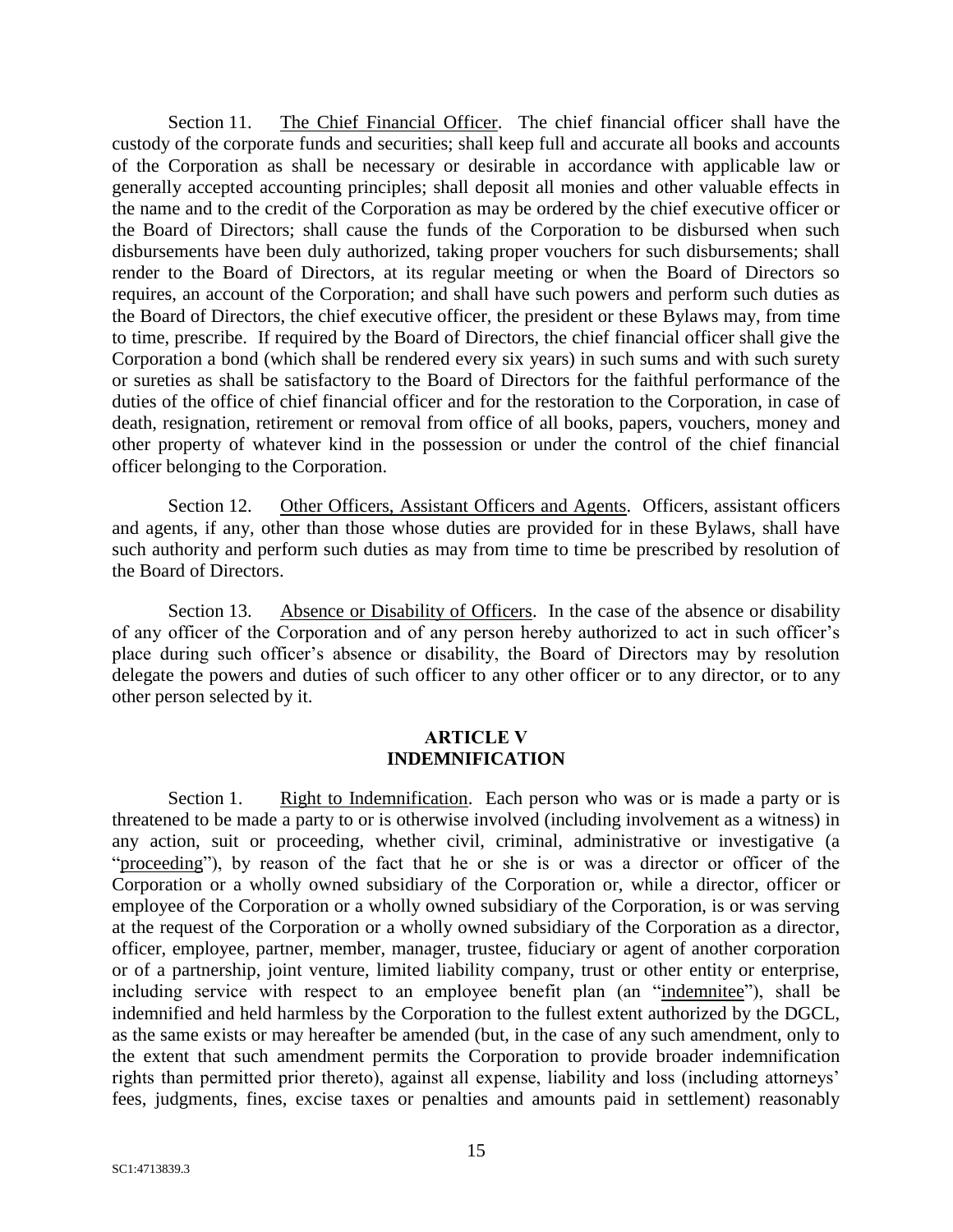Section 11. The Chief Financial Officer. The chief financial officer shall have the custody of the corporate funds and securities; shall keep full and accurate all books and accounts of the Corporation as shall be necessary or desirable in accordance with applicable law or generally accepted accounting principles; shall deposit all monies and other valuable effects in the name and to the credit of the Corporation as may be ordered by the chief executive officer or the Board of Directors; shall cause the funds of the Corporation to be disbursed when such disbursements have been duly authorized, taking proper vouchers for such disbursements; shall render to the Board of Directors, at its regular meeting or when the Board of Directors so requires, an account of the Corporation; and shall have such powers and perform such duties as the Board of Directors, the chief executive officer, the president or these Bylaws may, from time to time, prescribe. If required by the Board of Directors, the chief financial officer shall give the Corporation a bond (which shall be rendered every six years) in such sums and with such surety or sureties as shall be satisfactory to the Board of Directors for the faithful performance of the duties of the office of chief financial officer and for the restoration to the Corporation, in case of death, resignation, retirement or removal from office of all books, papers, vouchers, money and other property of whatever kind in the possession or under the control of the chief financial officer belonging to the Corporation.

Section 12. Other Officers, Assistant Officers and Agents. Officers, assistant officers and agents, if any, other than those whose duties are provided for in these Bylaws, shall have such authority and perform such duties as may from time to time be prescribed by resolution of the Board of Directors.

Section 13. Absence or Disability of Officers. In the case of the absence or disability of any officer of the Corporation and of any person hereby authorized to act in such officer's place during such officer's absence or disability, the Board of Directors may by resolution delegate the powers and duties of such officer to any other officer or to any director, or to any other person selected by it.

## ARTICLE V
## INDEMNIFICATION

Section 1. Right to Indemnification. Each person who was or is made a party or is threatened to be made a party to or is otherwise involved (including involvement as a witness) in any action, suit or proceeding, whether civil, criminal, administrative or investigative (a "proceeding"), by reason of the fact that he or she is or was a director or officer of the Corporation or a wholly owned subsidiary of the Corporation or, while a director, officer or employee of the Corporation or a wholly owned subsidiary of the Corporation, is or was serving at the request of the Corporation or a wholly owned subsidiary of the Corporation as a director, officer, employee, partner, member, manager, trustee, fiduciary or agent of another corporation or of a partnership, joint venture, limited liability company, trust or other entity or enterprise, including service with respect to an employee benefit plan (an "indemnitee"), shall be indemnified and held harmless by the Corporation to the fullest extent authorized by the DGCL, as the same exists or may hereafter be amended (but, in the case of any such amendment, only to the extent that such amendment permits the Corporation to provide broader indemnification rights than permitted prior thereto), against all expense, liability and loss (including attorneys' fees, judgments, fines, excise taxes or penalties and amounts paid in settlement) reasonably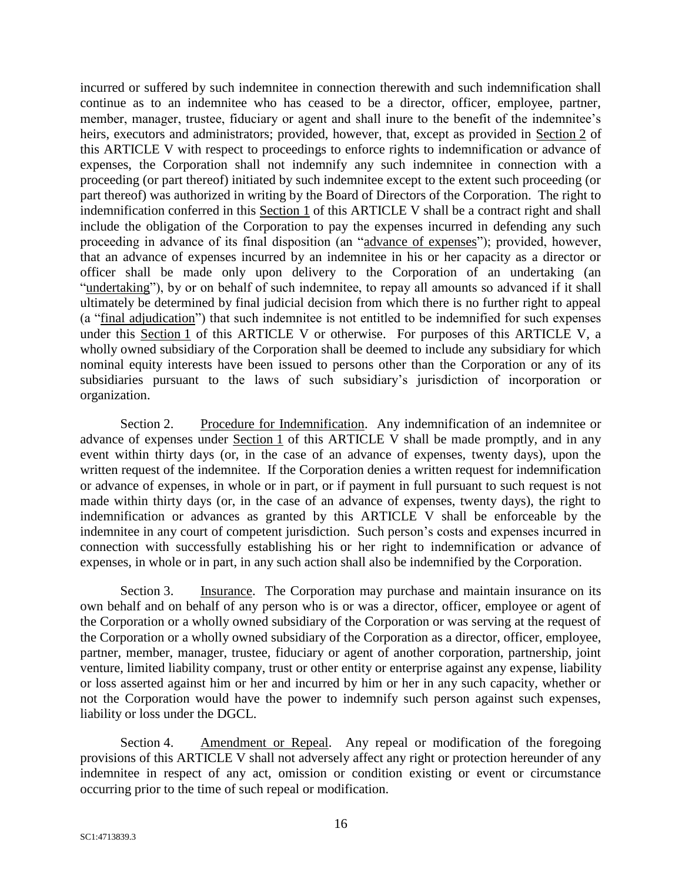incurred or suffered by such indemnitee in connection therewith and such indemnification shall continue as to an indemnitee who has ceased to be a director, officer, employee, partner, member, manager, trustee, fiduciary or agent and shall inure to the benefit of the indemnitee's heirs, executors and administrators; provided, however, that, except as provided in Section 2 of this ARTICLE V with respect to proceedings to enforce rights to indemnification or advance of expenses, the Corporation shall not indemnify any such indemnitee in connection with a proceeding (or part thereof) initiated by such indemnitee except to the extent such proceeding (or part thereof) was authorized in writing by the Board of Directors of the Corporation. The right to indemnification conferred in this Section 1 of this ARTICLE V shall be a contract right and shall include the obligation of the Corporation to pay the expenses incurred in defending any such proceeding in advance of its final disposition (an "advance of expenses"); provided, however, that an advance of expenses incurred by an indemnitee in his or her capacity as a director or officer shall be made only upon delivery to the Corporation of an undertaking (an "undertaking"), by or on behalf of such indemnitee, to repay all amounts so advanced if it shall ultimately be determined by final judicial decision from which there is no further right to appeal (a "final adjudication") that such indemnitee is not entitled to be indemnified for such expenses under this Section 1 of this ARTICLE V or otherwise. For purposes of this ARTICLE V, a wholly owned subsidiary of the Corporation shall be deemed to include any subsidiary for which nominal equity interests have been issued to persons other than the Corporation or any of its subsidiaries pursuant to the laws of such subsidiary's jurisdiction of incorporation or organization.

Section 2. Procedure for Indemnification. Any indemnification of an indemnitee or advance of expenses under Section 1 of this ARTICLE V shall be made promptly, and in any event within thirty days (or, in the case of an advance of expenses, twenty days), upon the written request of the indemnitee. If the Corporation denies a written request for indemnification or advance of expenses, in whole or in part, or if payment in full pursuant to such request is not made within thirty days (or, in the case of an advance of expenses, twenty days), the right to indemnification or advances as granted by this ARTICLE V shall be enforceable by the indemnitee in any court of competent jurisdiction. Such person's costs and expenses incurred in connection with successfully establishing his or her right to indemnification or advance of expenses, in whole or in part, in any such action shall also be indemnified by the Corporation.

Section 3. Insurance. The Corporation may purchase and maintain insurance on its own behalf and on behalf of any person who is or was a director, officer, employee or agent of the Corporation or a wholly owned subsidiary of the Corporation or was serving at the request of the Corporation or a wholly owned subsidiary of the Corporation as a director, officer, employee, partner, member, manager, trustee, fiduciary or agent of another corporation, partnership, joint venture, limited liability company, trust or other entity or enterprise against any expense, liability or loss asserted against him or her and incurred by him or her in any such capacity, whether or not the Corporation would have the power to indemnify such person against such expenses, liability or loss under the DGCL.

Section 4. Amendment or Repeal. Any repeal or modification of the foregoing provisions of this ARTICLE V shall not adversely affect any right or protection hereunder of any indemnitee in respect of any act, omission or condition existing or event or circumstance occurring prior to the time of such repeal or modification.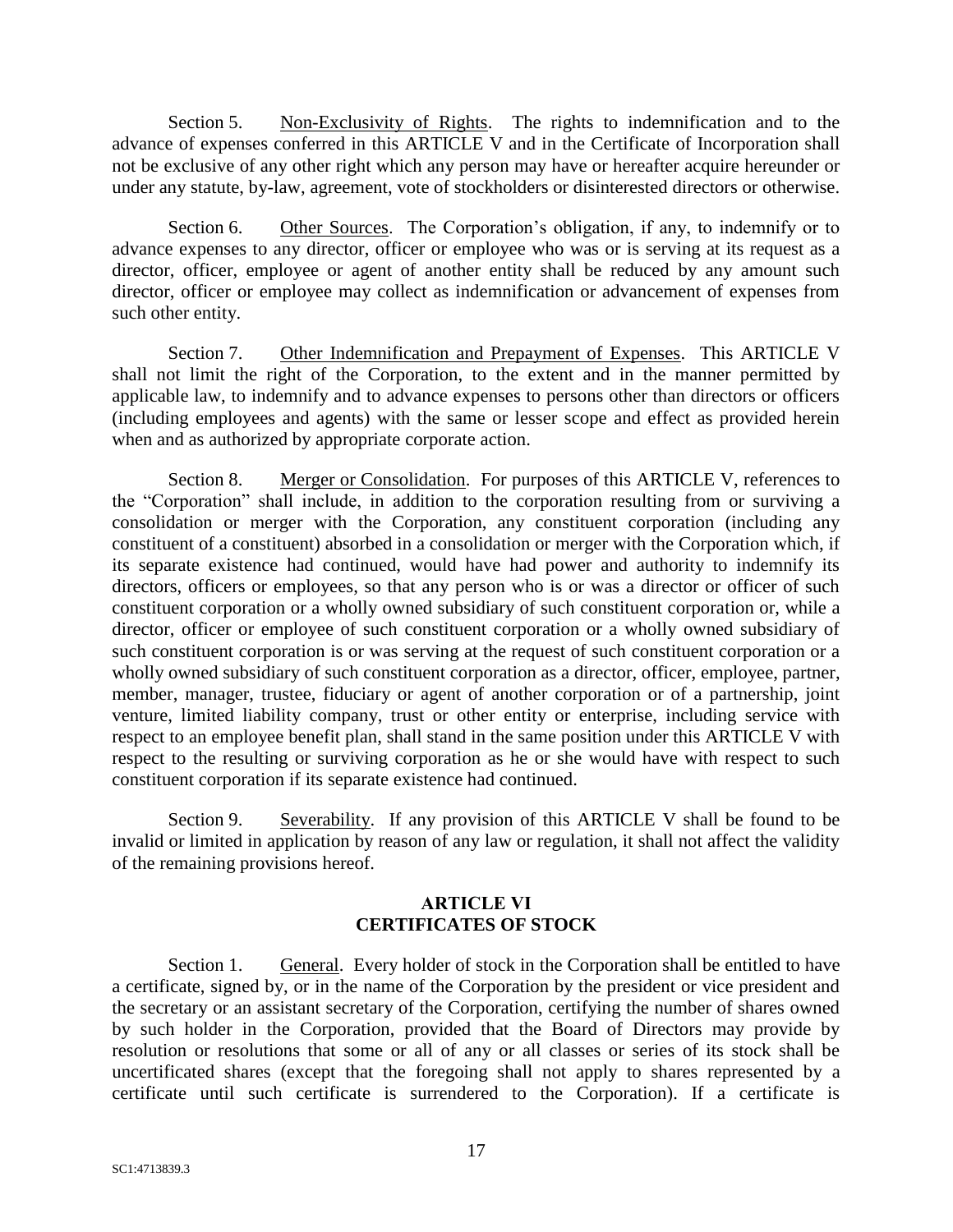Section 5. Non-Exclusivity of Rights. The rights to indemnification and to the advance of expenses conferred in this ARTICLE V and in the Certificate of Incorporation shall not be exclusive of any other right which any person may have or hereafter acquire hereunder or under any statute, by-law, agreement, vote of stockholders or disinterested directors or otherwise.

Section 6. Other Sources. The Corporation's obligation, if any, to indemnify or to advance expenses to any director, officer or employee who was or is serving at its request as a director, officer, employee or agent of another entity shall be reduced by any amount such director, officer or employee may collect as indemnification or advancement of expenses from such other entity.

Section 7. Other Indemnification and Prepayment of Expenses. This ARTICLE V shall not limit the right of the Corporation, to the extent and in the manner permitted by applicable law, to indemnify and to advance expenses to persons other than directors or officers (including employees and agents) with the same or lesser scope and effect as provided herein when and as authorized by appropriate corporate action.

Section 8. Merger or Consolidation. For purposes of this ARTICLE V, references to the "Corporation" shall include, in addition to the corporation resulting from or surviving a consolidation or merger with the Corporation, any constituent corporation (including any constituent of a constituent) absorbed in a consolidation or merger with the Corporation which, if its separate existence had continued, would have had power and authority to indemnify its directors, officers or employees, so that any person who is or was a director or officer of such constituent corporation or a wholly owned subsidiary of such constituent corporation or, while a director, officer or employee of such constituent corporation or a wholly owned subsidiary of such constituent corporation is or was serving at the request of such constituent corporation or a wholly owned subsidiary of such constituent corporation as a director, officer, employee, partner, member, manager, trustee, fiduciary or agent of another corporation or of a partnership, joint venture, limited liability company, trust or other entity or enterprise, including service with respect to an employee benefit plan, shall stand in the same position under this ARTICLE V with respect to the resulting or surviving corporation as he or she would have with respect to such constituent corporation if its separate existence had continued.

Section 9. Severability. If any provision of this ARTICLE V shall be found to be invalid or limited in application by reason of any law or regulation, it shall not affect the validity of the remaining provisions hereof.

## ARTICLE VI
## CERTIFICATES OF STOCK

Section 1. General. Every holder of stock in the Corporation shall be entitled to have a certificate, signed by, or in the name of the Corporation by the president or vice president and the secretary or an assistant secretary of the Corporation, certifying the number of shares owned by such holder in the Corporation, provided that the Board of Directors may provide by resolution or resolutions that some or all of any or all classes or series of its stock shall be uncertificated shares (except that the foregoing shall not apply to shares represented by a certificate until such certificate is surrendered to the Corporation). If a certificate is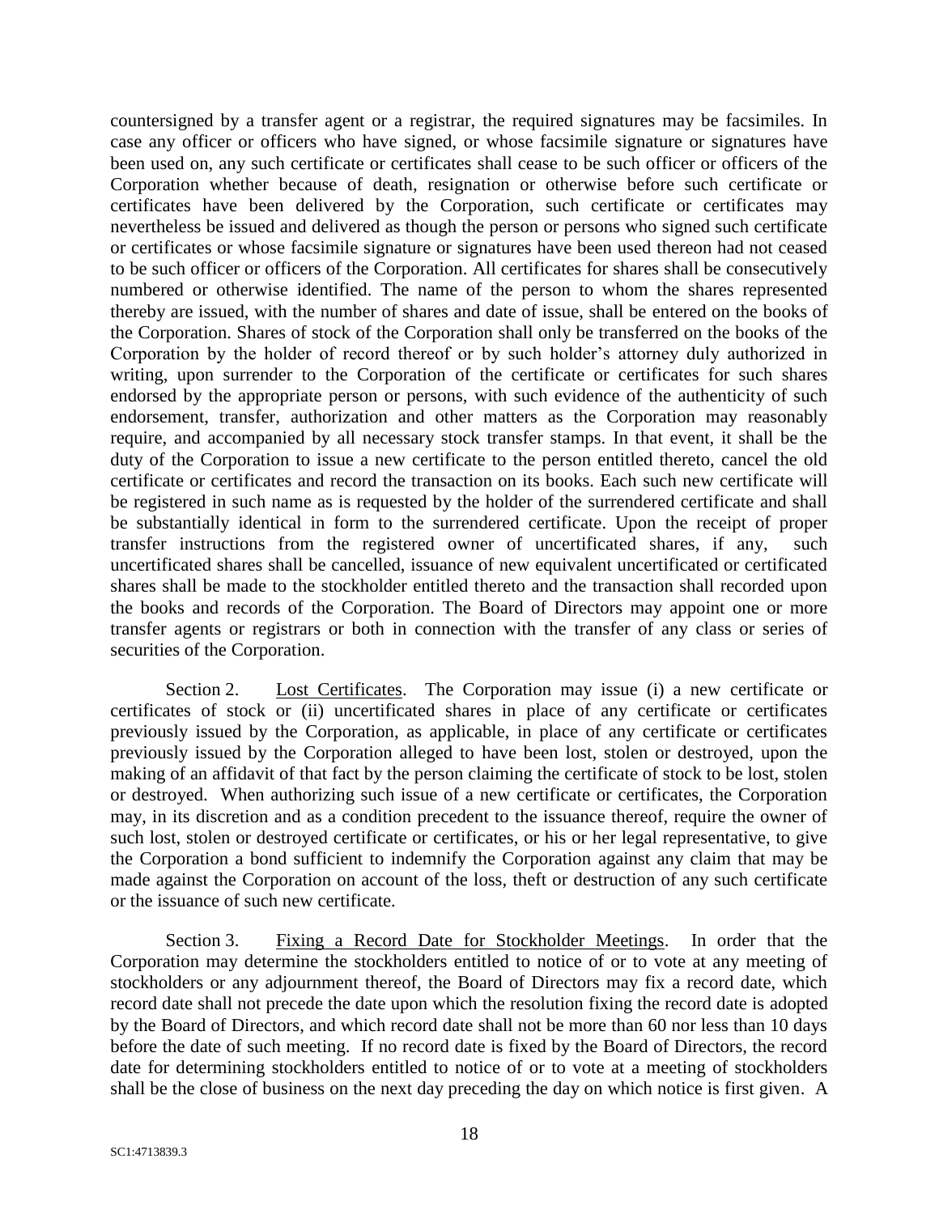countersigned by a transfer agent or a registrar, the required signatures may be facsimiles. In case any officer or officers who have signed, or whose facsimile signature or signatures have been used on, any such certificate or certificates shall cease to be such officer or officers of the Corporation whether because of death, resignation or otherwise before such certificate or certificates have been delivered by the Corporation, such certificate or certificates may nevertheless be issued and delivered as though the person or persons who signed such certificate or certificates or whose facsimile signature or signatures have been used thereon had not ceased to be such officer or officers of the Corporation. All certificates for shares shall be consecutively numbered or otherwise identified. The name of the person to whom the shares represented thereby are issued, with the number of shares and date of issue, shall be entered on the books of the Corporation. Shares of stock of the Corporation shall only be transferred on the books of the Corporation by the holder of record thereof or by such holder's attorney duly authorized in writing, upon surrender to the Corporation of the certificate or certificates for such shares endorsed by the appropriate person or persons, with such evidence of the authenticity of such endorsement, transfer, authorization and other matters as the Corporation may reasonably require, and accompanied by all necessary stock transfer stamps. In that event, it shall be the duty of the Corporation to issue a new certificate to the person entitled thereto, cancel the old certificate or certificates and record the transaction on its books. Each such new certificate will be registered in such name as is requested by the holder of the surrendered certificate and shall be substantially identical in form to the surrendered certificate. Upon the receipt of proper transfer instructions from the registered owner of uncertificated shares, if any, such uncertificated shares shall be cancelled, issuance of new equivalent uncertificated or certificated shares shall be made to the stockholder entitled thereto and the transaction shall recorded upon the books and records of the Corporation. The Board of Directors may appoint one or more transfer agents or registrars or both in connection with the transfer of any class or series of securities of the Corporation.

Section 2. Lost Certificates. The Corporation may issue (i) a new certificate or certificates of stock or (ii) uncertificated shares in place of any certificate or certificates previously issued by the Corporation, as applicable, in place of any certificate or certificates previously issued by the Corporation alleged to have been lost, stolen or destroyed, upon the making of an affidavit of that fact by the person claiming the certificate of stock to be lost, stolen or destroyed. When authorizing such issue of a new certificate or certificates, the Corporation may, in its discretion and as a condition precedent to the issuance thereof, require the owner of such lost, stolen or destroyed certificate or certificates, or his or her legal representative, to give the Corporation a bond sufficient to indemnify the Corporation against any claim that may be made against the Corporation on account of the loss, theft or destruction of any such certificate or the issuance of such new certificate.

Section 3. Fixing a Record Date for Stockholder Meetings. In order that the Corporation may determine the stockholders entitled to notice of or to vote at any meeting of stockholders or any adjournment thereof, the Board of Directors may fix a record date, which record date shall not precede the date upon which the resolution fixing the record date is adopted by the Board of Directors, and which record date shall not be more than 60 nor less than 10 days before the date of such meeting. If no record date is fixed by the Board of Directors, the record date for determining stockholders entitled to notice of or to vote at a meeting of stockholders shall be the close of business on the next day preceding the day on which notice is first given. A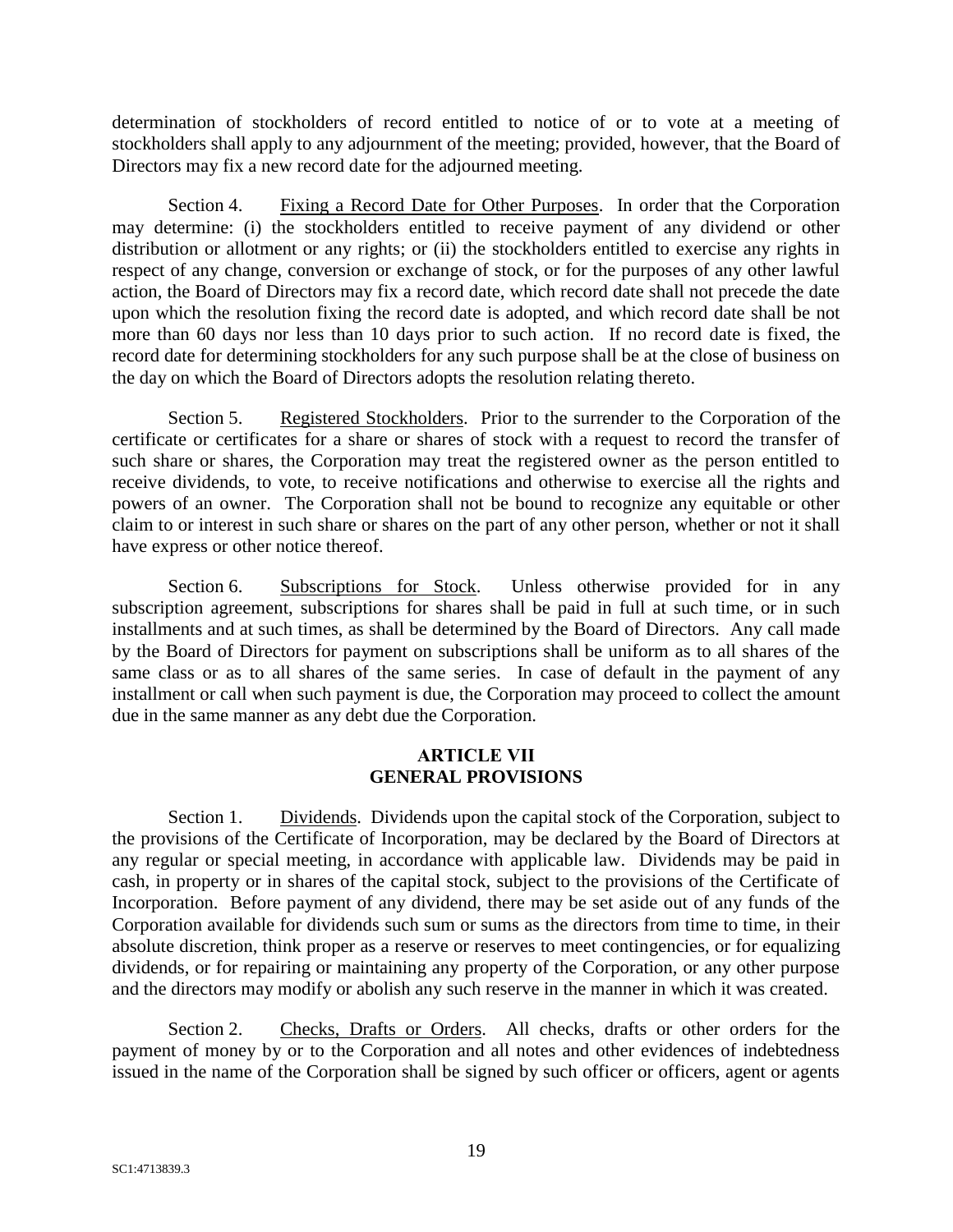determination of stockholders of record entitled to notice of or to vote at a meeting of stockholders shall apply to any adjournment of the meeting; provided, however, that the Board of Directors may fix a new record date for the adjourned meeting.

Section 4. Fixing a Record Date for Other Purposes. In order that the Corporation may determine: (i) the stockholders entitled to receive payment of any dividend or other distribution or allotment or any rights; or (ii) the stockholders entitled to exercise any rights in respect of any change, conversion or exchange of stock, or for the purposes of any other lawful action, the Board of Directors may fix a record date, which record date shall not precede the date upon which the resolution fixing the record date is adopted, and which record date shall be not more than 60 days nor less than 10 days prior to such action. If no record date is fixed, the record date for determining stockholders for any such purpose shall be at the close of business on the day on which the Board of Directors adopts the resolution relating thereto.

Section 5. Registered Stockholders. Prior to the surrender to the Corporation of the certificate or certificates for a share or shares of stock with a request to record the transfer of such share or shares, the Corporation may treat the registered owner as the person entitled to receive dividends, to vote, to receive notifications and otherwise to exercise all the rights and powers of an owner. The Corporation shall not be bound to recognize any equitable or other claim to or interest in such share or shares on the part of any other person, whether or not it shall have express or other notice thereof.

Section 6. Subscriptions for Stock. Unless otherwise provided for in any subscription agreement, subscriptions for shares shall be paid in full at such time, or in such installments and at such times, as shall be determined by the Board of Directors. Any call made by the Board of Directors for payment on subscriptions shall be uniform as to all shares of the same class or as to all shares of the same series. In case of default in the payment of any installment or call when such payment is due, the Corporation may proceed to collect the amount due in the same manner as any debt due the Corporation.

## ARTICLE VII
## GENERAL PROVISIONS

Section 1. Dividends. Dividends upon the capital stock of the Corporation, subject to the provisions of the Certificate of Incorporation, may be declared by the Board of Directors at any regular or special meeting, in accordance with applicable law. Dividends may be paid in cash, in property or in shares of the capital stock, subject to the provisions of the Certificate of Incorporation. Before payment of any dividend, there may be set aside out of any funds of the Corporation available for dividends such sum or sums as the directors from time to time, in their absolute discretion, think proper as a reserve or reserves to meet contingencies, or for equalizing dividends, or for repairing or maintaining any property of the Corporation, or any other purpose and the directors may modify or abolish any such reserve in the manner in which it was created.

Section 2. Checks, Drafts or Orders. All checks, drafts or other orders for the payment of money by or to the Corporation and all notes and other evidences of indebtedness issued in the name of the Corporation shall be signed by such officer or officers, agent or agents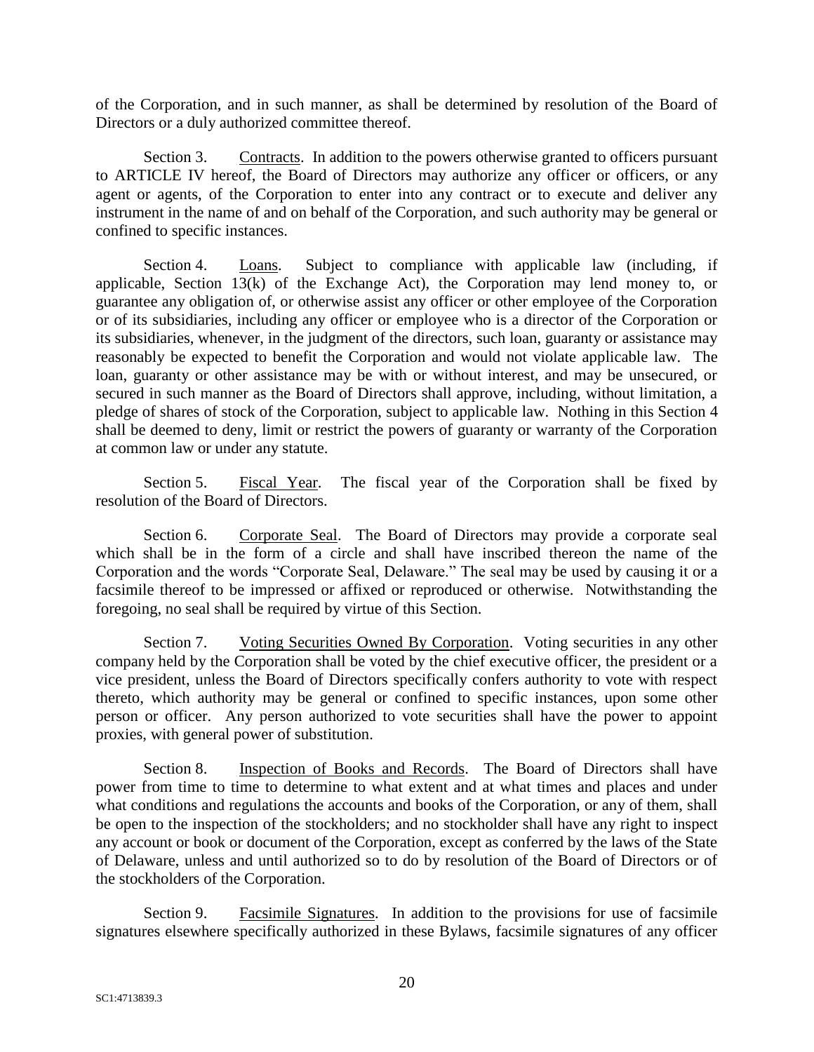of the Corporation, and in such manner, as shall be determined by resolution of the Board of Directors or a duly authorized committee thereof.

Section 3. Contracts. In addition to the powers otherwise granted to officers pursuant to ARTICLE IV hereof, the Board of Directors may authorize any officer or officers, or any agent or agents, of the Corporation to enter into any contract or to execute and deliver any instrument in the name of and on behalf of the Corporation, and such authority may be general or confined to specific instances.

Section 4. Loans. Subject to compliance with applicable law (including, if applicable, Section 13(k) of the Exchange Act), the Corporation may lend money to, or guarantee any obligation of, or otherwise assist any officer or other employee of the Corporation or of its subsidiaries, including any officer or employee who is a director of the Corporation or its subsidiaries, whenever, in the judgment of the directors, such loan, guaranty or assistance may reasonably be expected to benefit the Corporation and would not violate applicable law. The loan, guaranty or other assistance may be with or without interest, and may be unsecured, or secured in such manner as the Board of Directors shall approve, including, without limitation, a pledge of shares of stock of the Corporation, subject to applicable law. Nothing in this Section 4 shall be deemed to deny, limit or restrict the powers of guaranty or warranty of the Corporation at common law or under any statute.

Section 5. Fiscal Year. The fiscal year of the Corporation shall be fixed by resolution of the Board of Directors.

Section 6. Corporate Seal. The Board of Directors may provide a corporate seal which shall be in the form of a circle and shall have inscribed thereon the name of the Corporation and the words "Corporate Seal, Delaware." The seal may be used by causing it or a facsimile thereof to be impressed or affixed or reproduced or otherwise. Notwithstanding the foregoing, no seal shall be required by virtue of this Section.

Section 7. Voting Securities Owned By Corporation. Voting securities in any other company held by the Corporation shall be voted by the chief executive officer, the president or a vice president, unless the Board of Directors specifically confers authority to vote with respect thereto, which authority may be general or confined to specific instances, upon some other person or officer. Any person authorized to vote securities shall have the power to appoint proxies, with general power of substitution.

Section 8. Inspection of Books and Records. The Board of Directors shall have power from time to time to determine to what extent and at what times and places and under what conditions and regulations the accounts and books of the Corporation, or any of them, shall be open to the inspection of the stockholders; and no stockholder shall have any right to inspect any account or book or document of the Corporation, except as conferred by the laws of the State of Delaware, unless and until authorized so to do by resolution of the Board of Directors or of the stockholders of the Corporation.

Section 9. Facsimile Signatures. In addition to the provisions for use of facsimile signatures elsewhere specifically authorized in these Bylaws, facsimile signatures of any officer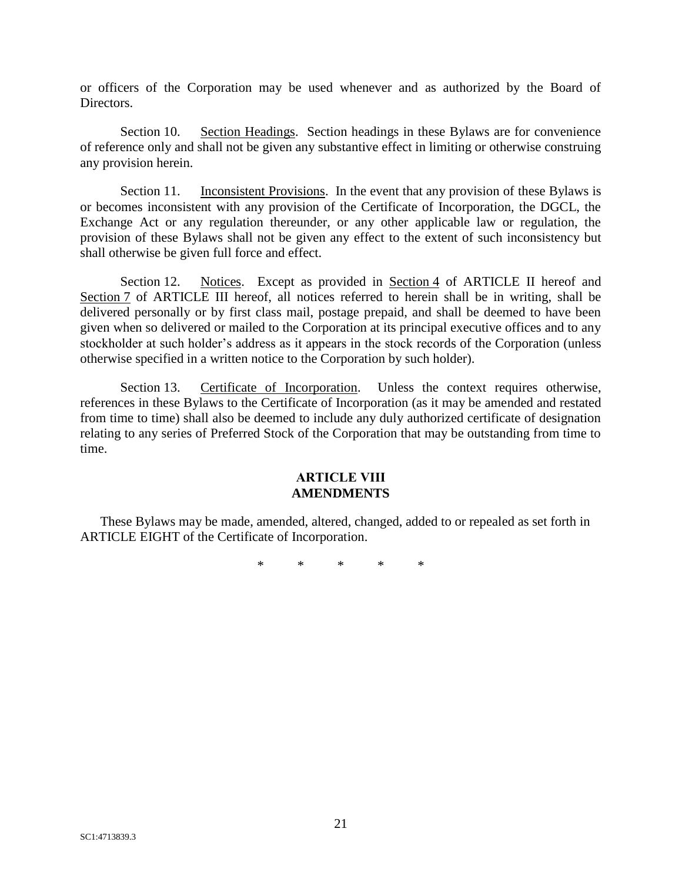or officers of the Corporation may be used whenever and as authorized by the Board of Directors.

Section 10. Section Headings. Section headings in these Bylaws are for convenience of reference only and shall not be given any substantive effect in limiting or otherwise construing any provision herein.

Section 11. Inconsistent Provisions. In the event that any provision of these Bylaws is or becomes inconsistent with any provision of the Certificate of Incorporation, the DGCL, the Exchange Act or any regulation thereunder, or any other applicable law or regulation, the provision of these Bylaws shall not be given any effect to the extent of such inconsistency but shall otherwise be given full force and effect.

Section 12. Notices. Except as provided in Section 4 of ARTICLE II hereof and Section 7 of ARTICLE III hereof, all notices referred to herein shall be in writing, shall be delivered personally or by first class mail, postage prepaid, and shall be deemed to have been given when so delivered or mailed to the Corporation at its principal executive offices and to any stockholder at such holder's address as it appears in the stock records of the Corporation (unless otherwise specified in a written notice to the Corporation by such holder).

Section 13. Certificate of Incorporation. Unless the context requires otherwise, references in these Bylaws to the Certificate of Incorporation (as it may be amended and restated from time to time) shall also be deemed to include any duly authorized certificate of designation relating to any series of Preferred Stock of the Corporation that may be outstanding from time to time.

## ARTICLE VIII
## AMENDMENTS

These Bylaws may be made, amended, altered, changed, added to or repealed as set forth in ARTICLE EIGHT of the Certificate of Incorporation.

\* \* \* \* \*

SC1:4713839.3